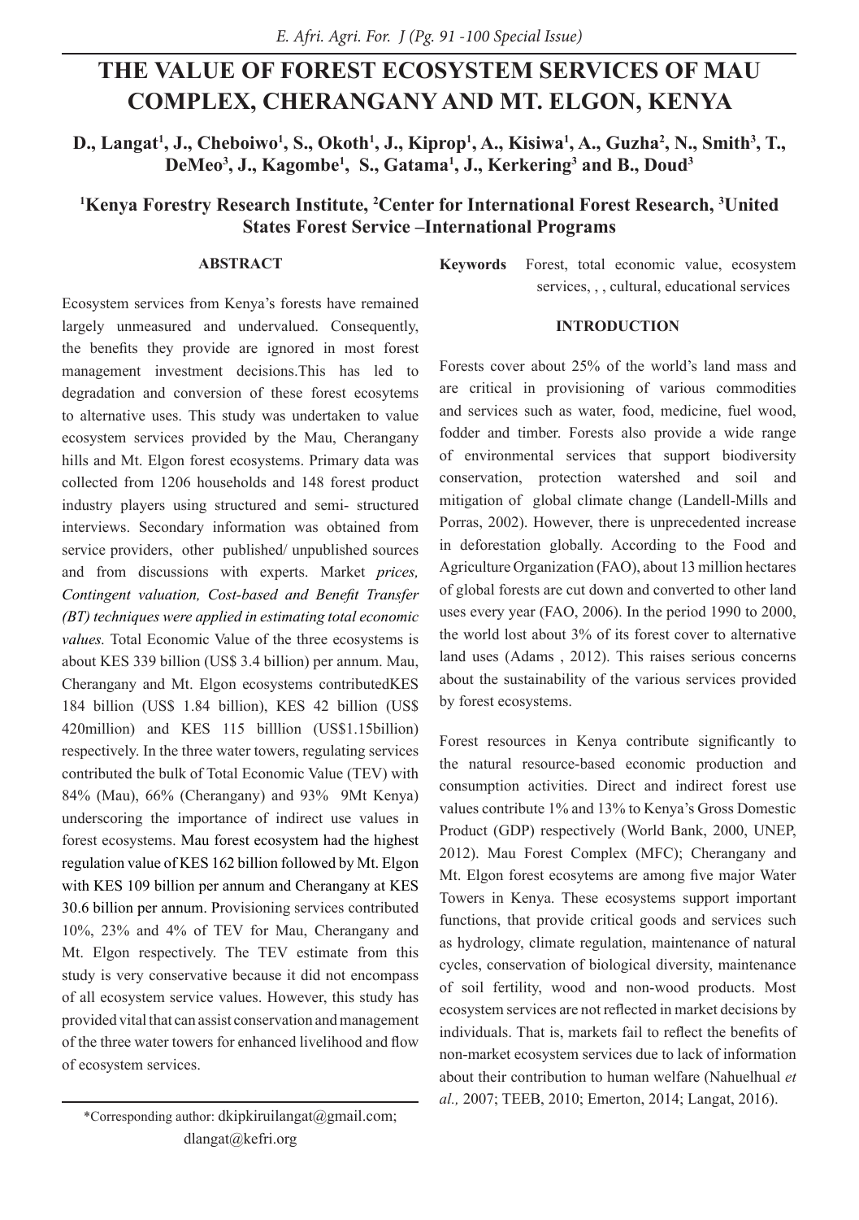# THE VALUE OF FOREST ECOSYSTEM SERVICES OF MAU COMPLEX, CHERANGANY AND MT. ELGON, KENYA

**D., Langat[1], J., Cheboiwo[1], S., Okoth[1], J., Kiprop[1], A., Kisiwa[1], A., Guzha[2], N., Smith[3], T., DeMeo[3], J., Kagombe[1], S., Gatama[1], J., Kerkering[3] and B., Doud[3]**

**[1]Kenya Forestry Research Institute, [2]Center for International Forest Research, [3]United States Forest Service –International Programs**

## ABSTRACT

Ecosystem services from Kenya's forests have remained largely unmeasured and undervalued. Consequently, the benefits they provide are ignored in most forest management investment decisions.This has led to degradation and conversion of these forest ecosytems to alternative uses. This study was undertaken to value ecosystem services provided by the Mau, Cherangany hills and Mt. Elgon forest ecosystems. Primary data was collected from 1206 households and 148 forest product industry players using structured and semi- structured interviews. Secondary information was obtained from service providers, other published/ unpublished sources and from discussions with experts. Market *prices, Contingent valuation, Cost-based and Benefit Transfer (BT) techniques were applied in estimating total economic values.* Total Economic Value of the three ecosystems is about KES 339 billion (US$ 3.4 billion) per annum. Mau, Cherangany and Mt. Elgon ecosystems contributedKES 184 billion (US$ 1.84 billion), KES 42 billion (US$ 420million) and KES 115 billlion (US$1.15billion) respectively. In the three water towers, regulating services contributed the bulk of Total Economic Value (TEV) with 84% (Mau), 66% (Cherangany) and 93% 9Mt Kenya) underscoring the importance of indirect use values in forest ecosystems. Mau forest ecosystem had the highest regulation value of KES 162 billion followed by Mt. Elgon with KES 109 billion per annum and Cherangany at KES 30.6 billion per annum. Provisioning services contributed 10%, 23% and 4% of TEV for Mau, Cherangany and Mt. Elgon respectively. The TEV estimate from this study is very conservative because it did not encompass of all ecosystem service values. However, this study has provided vital that can assist conservation and management of the three water towers for enhanced livelihood and flow of ecosystem services.

*Corresponding author: dkipkiruilangat@gmail.com; dlangat@kefri.org

**Keywords** Forest, total economic value, ecosystem services, , , cultural, educational services

## INTRODUCTION

Forests cover about 25% of the world's land mass and are critical in provisioning of various commodities and services such as water, food, medicine, fuel wood, fodder and timber. Forests also provide a wide range of environmental services that support biodiversity conservation, protection watershed and soil and mitigation of global climate change (Landell-Mills and Porras, 2002). However, there is unprecedented increase in deforestation globally. According to the Food and Agriculture Organization (FAO), about 13 million hectares of global forests are cut down and converted to other land uses every year (FAO, 2006). In the period 1990 to 2000, the world lost about 3% of its forest cover to alternative land uses (Adams , 2012). This raises serious concerns about the sustainability of the various services provided by forest ecosystems.

Forest resources in Kenya contribute significantly to the natural resource-based economic production and consumption activities. Direct and indirect forest use values contribute 1% and 13% to Kenya's Gross Domestic Product (GDP) respectively (World Bank, 2000, UNEP, 2012). Mau Forest Complex (MFC); Cherangany and Mt. Elgon forest ecosytems are among five major Water Towers in Kenya. These ecosystems support important functions, that provide critical goods and services such as hydrology, climate regulation, maintenance of natural cycles, conservation of biological diversity, maintenance of soil fertility, wood and non-wood products. Most ecosystem services are not reflected in market decisions by individuals. That is, markets fail to reflect the benefits of non-market ecosystem services due to lack of information about their contribution to human welfare (Nahuelhual *et al.,* 2007; TEEB, 2010; Emerton, 2014; Langat, 2016).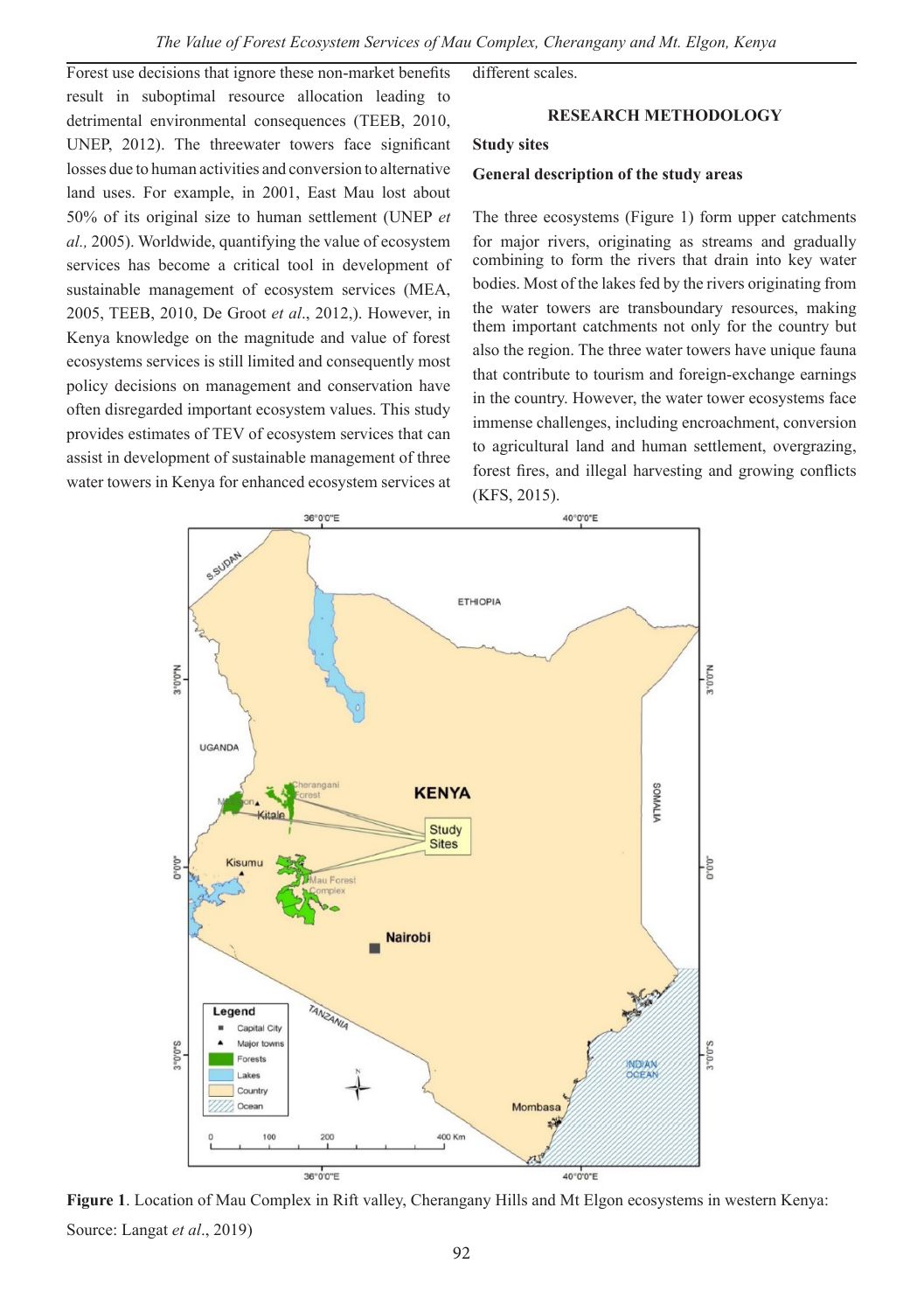Forest use decisions that ignore these non-market benefits result in suboptimal resource allocation leading to detrimental environmental consequences (TEEB, 2010, UNEP, 2012). The threewater towers face significant losses due to human activities and conversion to alternative land uses. For example, in 2001, East Mau lost about 50% of its original size to human settlement (UNEP *et al.,* 2005). Worldwide, quantifying the value of ecosystem services has become a critical tool in development of sustainable management of ecosystem services (MEA, 2005, TEEB, 2010, De Groot *et al*., 2012,). However, in Kenya knowledge on the magnitude and value of forest ecosystems services is still limited and consequently most policy decisions on management and conservation have often disregarded important ecosystem values. This study provides estimates of TEV of ecosystem services that can assist in development of sustainable management of three water towers in Kenya for enhanced ecosystem services at different scales.

## RESEARCH METHODOLOGY

### Study sites

### General description of the study areas

The three ecosystems (Figure 1) form upper catchments for major rivers, originating as streams and gradually combining to form the rivers that drain into key water bodies. Most of the lakes fed by the rivers originating from the water towers are transboundary resources, making them important catchments not only for the country but also the region. The three water towers have unique fauna that contribute to tourism and foreign-exchange earnings in the country. However, the water tower ecosystems face immense challenges, including encroachment, conversion to agricultural land and human settlement, overgrazing, forest fires, and illegal harvesting and growing conflicts (KFS, 2015).

**Figure 1**. Location of Mau Complex in Rift valley, Cherangany Hills and Mt Elgon ecosystems in western Kenya: Source: Langat *et al*., 2019)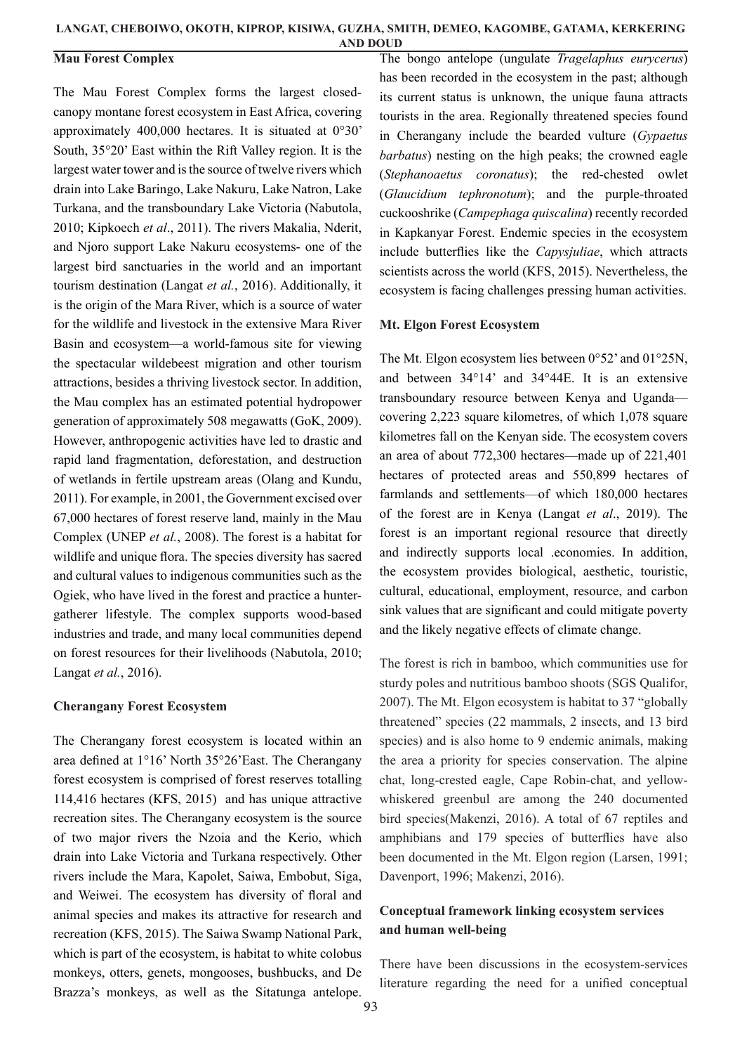### Mau Forest Complex

The Mau Forest Complex forms the largest closed-canopy montane forest ecosystem in East Africa, covering approximately 400,000 hectares. It is situated at 0°30' South, 35°20' East within the Rift Valley region. It is the largest water tower and is the source of twelve rivers which drain into Lake Baringo, Lake Nakuru, Lake Natron, Lake Turkana, and the transboundary Lake Victoria (Nabutola, 2010; Kipkoech *et al*., 2011). The rivers Makalia, Nderit, and Njoro support Lake Nakuru ecosystems- one of the largest bird sanctuaries in the world and an important tourism destination (Langat *et al.*, 2016). Additionally, it is the origin of the Mara River, which is a source of water for the wildlife and livestock in the extensive Mara River Basin and ecosystem—a world-famous site for viewing the spectacular wildebeest migration and other tourism attractions, besides a thriving livestock sector. In addition, the Mau complex has an estimated potential hydropower generation of approximately 508 megawatts (GoK, 2009). However, anthropogenic activities have led to drastic and rapid land fragmentation, deforestation, and destruction of wetlands in fertile upstream areas (Olang and Kundu, 2011). For example, in 2001, the Government excised over 67,000 hectares of forest reserve land, mainly in the Mau Complex (UNEP *et al.*, 2008). The forest is a habitat for wildlife and unique flora. The species diversity has sacred and cultural values to indigenous communities such as the Ogiek, who have lived in the forest and practice a hunter-gatherer lifestyle. The complex supports wood-based industries and trade, and many local communities depend on forest resources for their livelihoods (Nabutola, 2010; Langat *et al.*, 2016).

### Cherangany Forest Ecosystem

The Cherangany forest ecosystem is located within an area defined at 1°16' North 35°26'East. The Cherangany forest ecosystem is comprised of forest reserves totalling 114,416 hectares (KFS, 2015) and has unique attractive recreation sites. The Cherangany ecosystem is the source of two major rivers the Nzoia and the Kerio, which drain into Lake Victoria and Turkana respectively. Other rivers include the Mara, Kapolet, Saiwa, Embobut, Siga, and Weiwei. The ecosystem has diversity of floral and animal species and makes its attractive for research and recreation (KFS, 2015). The Saiwa Swamp National Park, which is part of the ecosystem, is habitat to white colobus monkeys, otters, genets, mongooses, bushbucks, and De Brazza's monkeys, as well as the Sitatunga antelope. The bongo antelope (ungulate *Tragelaphus eurycerus*) has been recorded in the ecosystem in the past; although its current status is unknown, the unique fauna attracts tourists in the area. Regionally threatened species found in Cherangany include the bearded vulture (*Gypaetus barbatus*) nesting on the high peaks; the crowned eagle (*Stephanoaetus coronatus*); the red-chested owlet (*Glaucidium tephronotum*); and the purple-throated cuckooshrike (*Campephaga quiscalina*) recently recorded in Kapkanyar Forest. Endemic species in the ecosystem include butterflies like the *Capysjuliae*, which attracts scientists across the world (KFS, 2015). Nevertheless, the ecosystem is facing challenges pressing human activities.

### Mt. Elgon Forest Ecosystem

The Mt. Elgon ecosystem lies between 0°52' and 01°25N, and between 34°14' and 34°44E. It is an extensive transboundary resource between Kenya and Uganda—covering 2,223 square kilometres, of which 1,078 square kilometres fall on the Kenyan side. The ecosystem covers an area of about 772,300 hectares—made up of 221,401 hectares of protected areas and 550,899 hectares of farmlands and settlements—of which 180,000 hectares of the forest are in Kenya (Langat *et al*., 2019). The forest is an important regional resource that directly and indirectly supports local .economies. In addition, the ecosystem provides biological, aesthetic, touristic, cultural, educational, employment, resource, and carbon sink values that are significant and could mitigate poverty and the likely negative effects of climate change.

The forest is rich in bamboo, which communities use for sturdy poles and nutritious bamboo shoots (SGS Qualifor, 2007). The Mt. Elgon ecosystem is habitat to 37 "globally threatened" species (22 mammals, 2 insects, and 13 bird species) and is also home to 9 endemic animals, making the area a priority for species conservation. The alpine chat, long-crested eagle, Cape Robin-chat, and yellow-whiskered greenbul are among the 240 documented bird species(Makenzi, 2016). A total of 67 reptiles and amphibians and 179 species of butterflies have also been documented in the Mt. Elgon region (Larsen, 1991; Davenport, 1996; Makenzi, 2016).

### Conceptual framework linking ecosystem services and human well-being

There have been discussions in the ecosystem-services literature regarding the need for a unified conceptual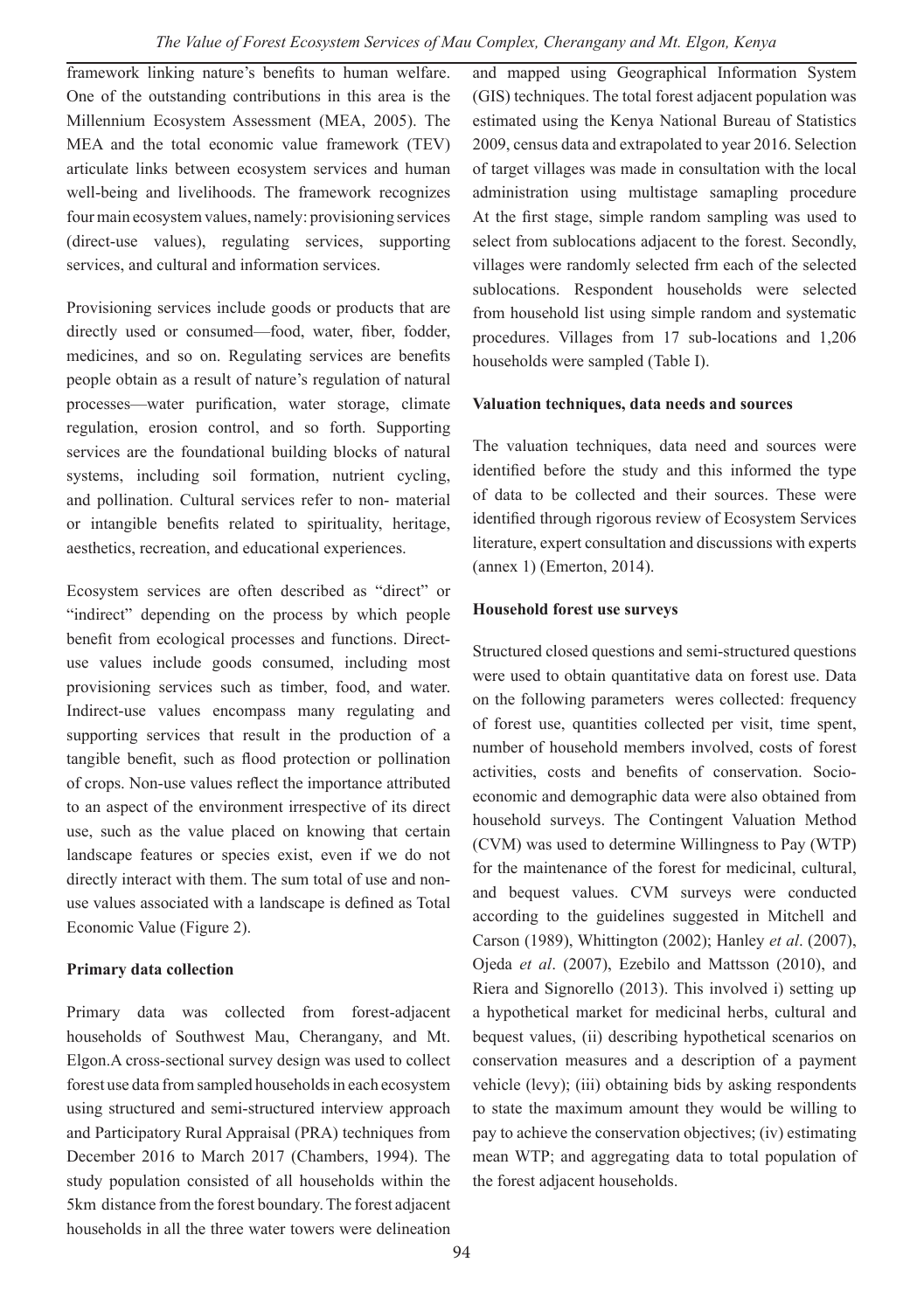framework linking nature's benefits to human welfare. One of the outstanding contributions in this area is the Millennium Ecosystem Assessment (MEA, 2005). The MEA and the total economic value framework (TEV) articulate links between ecosystem services and human well-being and livelihoods. The framework recognizes four main ecosystem values, namely: provisioning services (direct-use values), regulating services, supporting services, and cultural and information services.

Provisioning services include goods or products that are directly used or consumed—food, water, fiber, fodder, medicines, and so on. Regulating services are benefits people obtain as a result of nature's regulation of natural processes—water purification, water storage, climate regulation, erosion control, and so forth. Supporting services are the foundational building blocks of natural systems, including soil formation, nutrient cycling, and pollination. Cultural services refer to non- material or intangible benefits related to spirituality, heritage, aesthetics, recreation, and educational experiences.

Ecosystem services are often described as "direct" or "indirect" depending on the process by which people benefit from ecological processes and functions. Direct-use values include goods consumed, including most provisioning services such as timber, food, and water. Indirect-use values encompass many regulating and supporting services that result in the production of a tangible benefit, such as flood protection or pollination of crops. Non-use values reflect the importance attributed to an aspect of the environment irrespective of its direct use, such as the value placed on knowing that certain landscape features or species exist, even if we do not directly interact with them. The sum total of use and non-use values associated with a landscape is defined as Total Economic Value (Figure 2).

**Primary data collection**

Primary data was collected from forest-adjacent households of Southwest Mau, Cherangany, and Mt. Elgon.A cross-sectional survey design was used to collect forest use data from sampled households in each ecosystem using structured and semi-structured interview approach and Participatory Rural Appraisal (PRA) techniques from December 2016 to March 2017 (Chambers, 1994). The study population consisted of all households within the 5km distance from the forest boundary. The forest adjacent households in all the three water towers were delineation and mapped using Geographical Information System (GIS) techniques. The total forest adjacent population was estimated using the Kenya National Bureau of Statistics 2009, census data and extrapolated to year 2016. Selection of target villages was made in consultation with the local administration using multistage samapling procedure At the first stage, simple random sampling was used to select from sublocations adjacent to the forest. Secondly, villages were randomly selected frm each of the selected sublocations. Respondent households were selected from household list using simple random and systematic procedures. Villages from 17 sub-locations and 1,206 households were sampled (Table I).

**Valuation techniques, data needs and sources**

The valuation techniques, data need and sources were identified before the study and this informed the type of data to be collected and their sources. These were identified through rigorous review of Ecosystem Services literature, expert consultation and discussions with experts (annex 1) (Emerton, 2014).

**Household forest use surveys**

Structured closed questions and semi-structured questions were used to obtain quantitative data on forest use. Data on the following parameters weres collected: frequency of forest use, quantities collected per visit, time spent, number of household members involved, costs of forest activities, costs and benefits of conservation. Socio-economic and demographic data were also obtained from household surveys. The Contingent Valuation Method (CVM) was used to determine Willingness to Pay (WTP) for the maintenance of the forest for medicinal, cultural, and bequest values. CVM surveys were conducted according to the guidelines suggested in Mitchell and Carson (1989), Whittington (2002); Hanley *et al*. (2007), Ojeda *et al*. (2007), Ezebilo and Mattsson (2010), and Riera and Signorello (2013). This involved i) setting up a hypothetical market for medicinal herbs, cultural and bequest values, (ii) describing hypothetical scenarios on conservation measures and a description of a payment vehicle (levy); (iii) obtaining bids by asking respondents to state the maximum amount they would be willing to pay to achieve the conservation objectives; (iv) estimating mean WTP; and aggregating data to total population of the forest adjacent households.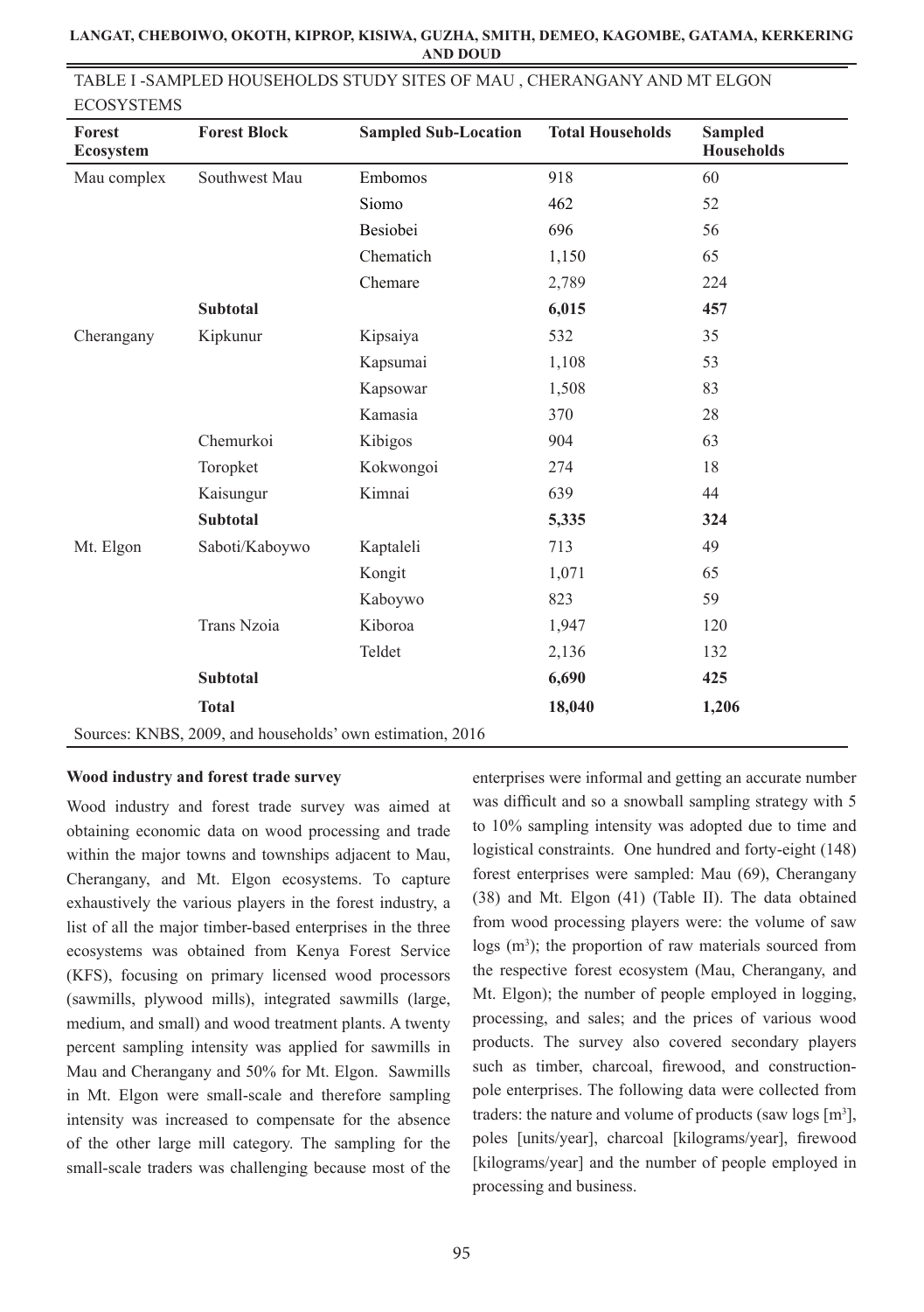TABLE I -SAMPLED HOUSEHOLDS STUDY SITES OF MAU , CHERANGANY AND MT ELGON ECOSYSTEMS

| Forest Ecosystem | Forest Block | Sampled Sub-Location | Total Households | Sampled Households |
|---|---|---|---|---|
| Mau complex | Southwest Mau | Embomos | 918 | 60 |
| | | Siomo | 462 | 52 |
| | | Besiobei | 696 | 56 |
| | | Chematich | 1,150 | 65 |
| | | Chemare | 2,789 | 224 |
| | **Subtotal** | | **6,015** | **457** |
| Cherangany | Kipkunur | Kipsaiya | 532 | 35 |
| | | Kapsumai | 1,108 | 53 |
| | | Kapsowar | 1,508 | 83 |
| | | Kamasia | 370 | 28 |
| | Chemurkoi | Kibigos | 904 | 63 |
| | Toropket | Kokwongoi | 274 | 18 |
| | Kaisungur | Kimnai | 639 | 44 |
| | **Subtotal** | | **5,335** | **324** |
| Mt. Elgon | Saboti/Kaboywo | Kaptaleli | 713 | 49 |
| | | Kongit | 1,071 | 65 |
| | | Kaboywo | 823 | 59 |
| | Trans Nzoia | Kiboroa | 1,947 | 120 |
| | | Teldet | 2,136 | 132 |
| | **Subtotal** | | **6,690** | **425** |
| | **Total** | | **18,040** | **1,206** |

Sources: KNBS, 2009, and households' own estimation, 2016

**Wood industry and forest trade survey**

Wood industry and forest trade survey was aimed at obtaining economic data on wood processing and trade within the major towns and townships adjacent to Mau, Cherangany, and Mt. Elgon ecosystems. To capture exhaustively the various players in the forest industry, a list of all the major timber-based enterprises in the three ecosystems was obtained from Kenya Forest Service (KFS), focusing on primary licensed wood processors (sawmills, plywood mills), integrated sawmills (large, medium, and small) and wood treatment plants. A twenty percent sampling intensity was applied for sawmills in Mau and Cherangany and 50% for Mt. Elgon. Sawmills in Mt. Elgon were small-scale and therefore sampling intensity was increased to compensate for the absence of the other large mill category. The sampling for the small-scale traders was challenging because most of the enterprises were informal and getting an accurate number was difficult and so a snowball sampling strategy with 5 to 10% sampling intensity was adopted due to time and logistical constraints. One hundred and forty-eight (148) forest enterprises were sampled: Mau (69), Cherangany (38) and Mt. Elgon (41) (Table II). The data obtained from wood processing players were: the volume of saw logs ($m^3$); the proportion of raw materials sourced from the respective forest ecosystem (Mau, Cherangany, and Mt. Elgon); the number of people employed in logging, processing, and sales; and the prices of various wood products. The survey also covered secondary players such as timber, charcoal, firewood, and construction-pole enterprises. The following data were collected from traders: the nature and volume of products (saw logs [$m^3$], poles [units/year], charcoal [kilograms/year], firewood [kilograms/year] and the number of people employed in processing and business.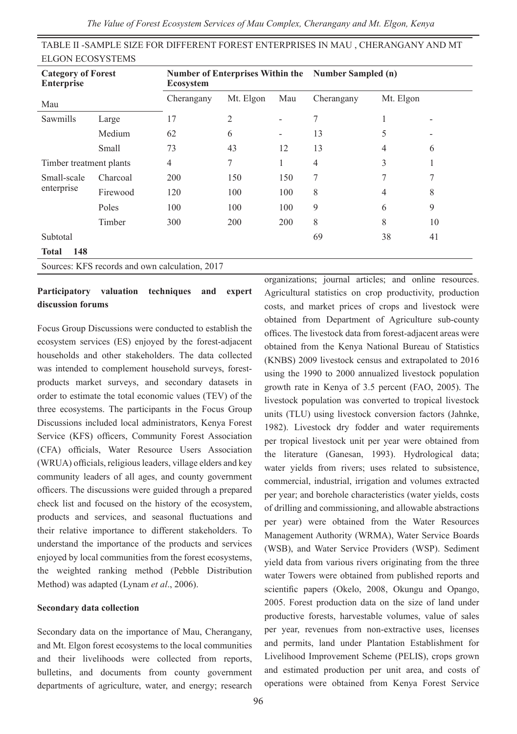TABLE II -SAMPLE SIZE FOR DIFFERENT FOREST ENTERPRISES IN MAU , CHERANGANY AND MT ELGON ECOSYSTEMS

| **Category of Forest Enterprise** | | **Number of Enterprises Within the Ecosystem** | | | **Number Sampled (n)** | | |
|---|---|---|---|---|---|---|---|
| Mau | | Cherangany | Mt. Elgon | Mau | Cherangany | Mt. Elgon | |
| Sawmills | Large | 17 | 2 | - | 7 | 1 | - |
| | Medium | 62 | 6 | - | 13 | 5 | - |
| | Small | 73 | 43 | 12 | 13 | 4 | 6 |
| Timber treatment plants | | 4 | 7 | 1 | 4 | 3 | 1 |
| Small-scale enterprise | Charcoal | 200 | 150 | 150 | 7 | 7 | 7 |
| | Firewood | 120 | 100 | 100 | 8 | 4 | 8 |
| | Poles | 100 | 100 | 100 | 9 | 6 | 9 |
| | Timber | 300 | 200 | 200 | 8 | 8 | 10 |
| Subtotal | | | | | 69 | 38 | 41 |
| **Total 148** | | | | | | | |

Sources: KFS records and own calculation, 2017

**Participatory valuation techniques and expert discussion forums**

Focus Group Discussions were conducted to establish the ecosystem services (ES) enjoyed by the forest-adjacent households and other stakeholders. The data collected was intended to complement household surveys, forest-products market surveys, and secondary datasets in order to estimate the total economic values (TEV) of the three ecosystems. The participants in the Focus Group Discussions included local administrators, Kenya Forest Service (KFS) officers, Community Forest Association (CFA) officials, Water Resource Users Association (WRUA) officials, religious leaders, village elders and key community leaders of all ages, and county government officers. The discussions were guided through a prepared check list and focused on the history of the ecosystem, products and services, and seasonal fluctuations and their relative importance to different stakeholders. To understand the importance of the products and services enjoyed by local communities from the forest ecosystems, the weighted ranking method (Pebble Distribution Method) was adapted (Lynam *et al*., 2006).

**Secondary data collection**

Secondary data on the importance of Mau, Cherangany, and Mt. Elgon forest ecosystems to the local communities and their livelihoods were collected from reports, bulletins, and documents from county government departments of agriculture, water, and energy; research organizations; journal articles; and online resources. Agricultural statistics on crop productivity, production costs, and market prices of crops and livestock were obtained from Department of Agriculture sub-county offices. The livestock data from forest-adjacent areas were obtained from the Kenya National Bureau of Statistics (KNBS) 2009 livestock census and extrapolated to 2016 using the 1990 to 2000 annualized livestock population growth rate in Kenya of 3.5 percent (FAO, 2005). The livestock population was converted to tropical livestock units (TLU) using livestock conversion factors (Jahnke, 1982). Livestock dry fodder and water requirements per tropical livestock unit per year were obtained from the literature (Ganesan, 1993). Hydrological data; water yields from rivers; uses related to subsistence, commercial, industrial, irrigation and volumes extracted per year; and borehole characteristics (water yields, costs of drilling and commissioning, and allowable abstractions per year) were obtained from the Water Resources Management Authority (WRMA), Water Service Boards (WSB), and Water Service Providers (WSP). Sediment yield data from various rivers originating from the three water Towers were obtained from published reports and scientific papers (Okelo, 2008, Okungu and Opango, 2005. Forest production data on the size of land under productive forests, harvestable volumes, value of sales per year, revenues from non-extractive uses, licenses and permits, land under Plantation Establishment for Livelihood Improvement Scheme (PELIS), crops grown and estimated production per unit area, and costs of operations were obtained from Kenya Forest Service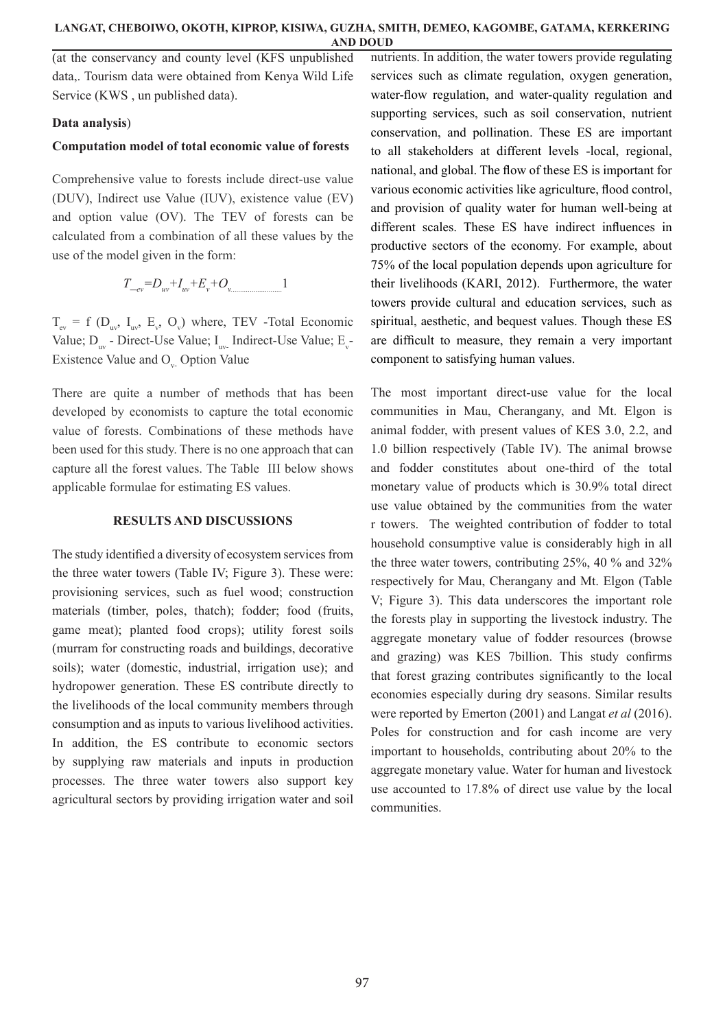(at the conservancy and county level (KFS unpublished data,. Tourism data were obtained from Kenya Wild Life Service (KWS , un published data).

**Data analysis**)

**Computation model of total economic value of forests**

Comprehensive value to forests include direct-use value (DUV), Indirect use Value (IUV), existence value (EV) and option value (OV). The TEV of forests can be calculated from a combination of all these values by the use of the model given in the form:

$$T_{ev}=D_{uv}+I_{uv}+E_v+O_v \ldots\ldots\ldots\ldots 1$$

$T_{ev} = f(D_{uv}, I_{uv}, E_v, O_v)$ where, TEV -Total Economic Value; $D_{uv}$ - Direct-Use Value; $I_{uv}$ - Indirect-Use Value; $E_v$ - Existence Value and $O_v$ - Option Value

There are quite a number of methods that has been developed by economists to capture the total economic value of forests. Combinations of these methods have been used for this study. There is no one approach that can capture all the forest values. The Table III below shows applicable formulae for estimating ES values.

## RESULTS AND DISCUSSIONS

The study identified a diversity of ecosystem services from the three water towers (Table IV; Figure 3). These were: provisioning services, such as fuel wood; construction materials (timber, poles, thatch); fodder; food (fruits, game meat); planted food crops); utility forest soils (murram for constructing roads and buildings, decorative soils); water (domestic, industrial, irrigation use); and hydropower generation. These ES contribute directly to the livelihoods of the local community members through consumption and as inputs to various livelihood activities. In addition, the ES contribute to economic sectors by supplying raw materials and inputs in production processes. The three water towers also support key agricultural sectors by providing irrigation water and soil nutrients. In addition, the water towers provide regulating services such as climate regulation, oxygen generation, water-flow regulation, and water-quality regulation and supporting services, such as soil conservation, nutrient conservation, and pollination. These ES are important to all stakeholders at different levels -local, regional, national, and global. The flow of these ES is important for various economic activities like agriculture, flood control, and provision of quality water for human well-being at different scales. These ES have indirect influences in productive sectors of the economy. For example, about 75% of the local population depends upon agriculture for their livelihoods (KARI, 2012). Furthermore, the water towers provide cultural and education services, such as spiritual, aesthetic, and bequest values. Though these ES are difficult to measure, they remain a very important component to satisfying human values.

The most important direct-use value for the local communities in Mau, Cherangany, and Mt. Elgon is animal fodder, with present values of KES 3.0, 2.2, and 1.0 billion respectively (Table IV). The animal browse and fodder constitutes about one-third of the total monetary value of products which is 30.9% total direct use value obtained by the communities from the water r towers. The weighted contribution of fodder to total household consumptive value is considerably high in all the three water towers, contributing 25%, 40 % and 32% respectively for Mau, Cherangany and Mt. Elgon (Table V; Figure 3). This data underscores the important role the forests play in supporting the livestock industry. The aggregate monetary value of fodder resources (browse and grazing) was KES 7billion. This study confirms that forest grazing contributes significantly to the local economies especially during dry seasons. Similar results were reported by Emerton (2001) and Langat *et al* (2016). Poles for construction and for cash income are very important to households, contributing about 20% to the aggregate monetary value. Water for human and livestock use accounted to 17.8% of direct use value by the local communities.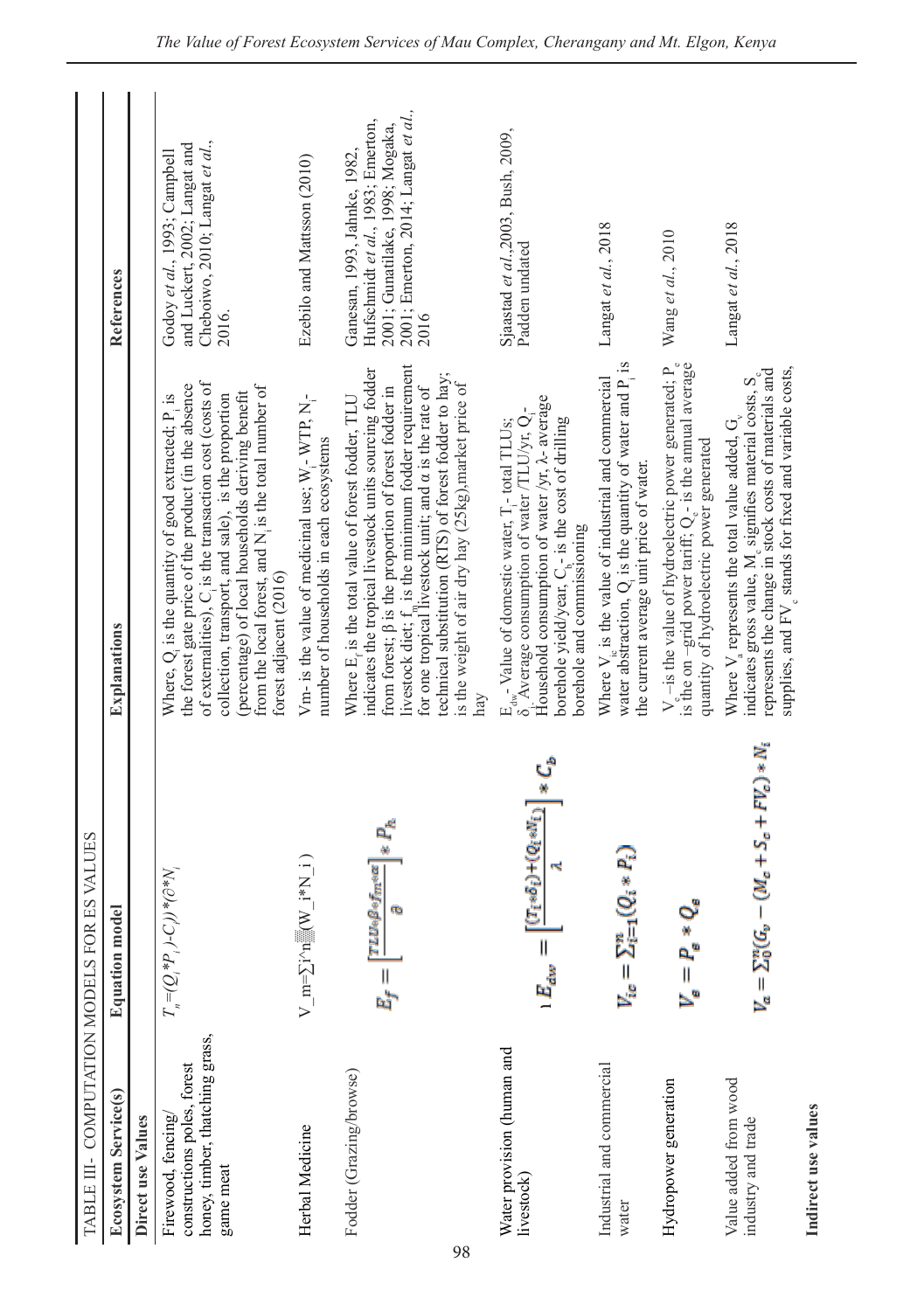TABLE III- COMPUTATION MODELS FOR ES VALUES

| Ecosystem Service(s) | Equation model | Explanations | References |
|---|---|---|---|
| **Direct use Values** | | | |
| Firewood, fencing/ constructions poles, forest honey, timber, thatching grass, game meat | $T_n=(Q_i*P_i)-C_i))*(\partial*N_i$ | Where, $Q_i$ is the quantity of good extracted; $P_i$ is the forest gate price of the product (in the absence of externalities), $C_i$ is the transaction cost (costs of collection, transport, and sale), is the proportion (percentage) of local households deriving benefit from the local forest, and $N_i$ is the total number of forest adjacent (2016) | Godoy *et al.*, 1993; Campbell and Luckert, 2002; Langat and Cheboiwo, 2010; Langat *et al.*, 2016. |
| Herbal Medicine | V_m=∑i^n(W_i*N_i) | Vm- is the value of medicinal use; $W_i$- WTP, $N_i$- number of households in each ecosystems | Ezebilo and Mattsson (2010) |
| Fodder (Grazing/browse) | $E_f=\left[\frac{TLU*\beta*f_m*\alpha}{\partial}\right]*P_h$ | Where $E_f$ is the total value of forest fodder, TLU indicates the tropical livestock units sourcing fodder from forest; β is the proportion of forest fodder in livestock diet; $f_m$ is the minimum fodder requirement for one tropical livestock unit; and α is the rate of technical substitution (RTS) of forest fodder to hay; is the weight of air dry hay (25kg),market price of hay | Ganesan, 1993, Jahnke, 1982, Hufschmidt *et al.*, 1983; Emerton, 2001; Gunatilake, 1998; Mogaka, 2001; Emerton, 2014; Langat *et al.*, 2016 |
| Water provision (human and livestock) | $E_{dw}=\left[\frac{(T_i*\delta_i)+(Q_i*N_i)}{\lambda}\right]*C_b$ | $E_{dw}$- Value of domestic water, $T_i$- total TLUs; $\delta_i$-Average consumption of water /TLU/yr, $Q_i$- Household consumption of water /yr, λ- average borehole yield/year, $C_b$- is the cost of drilling borehole and commissioning | Sjaastad *et al.*,2003, Bush, 2009, Padden undated |
| Industrial and commercial water | $V_{ic}=\sum_{i=1}^{n}(Q_i*P_i)$ | Where $V_{ic}$ is the value of industrial and commercial water abstraction, $Q_i$ is the quantity of water and $P_i$ is the current average unit price of water. | Langat *et al.*, 2018 |
| Hydropower generation | $V_e=P_e*Q_e$ | $V_e$ –is the value of hydroelectric power generated; $P_e$ is the on –grid power tariff; $Q_e$ - is the annual average quantity of hydroelectric power generated | Wang *et al.*, 2010 |
| Value added from wood industry and trade | $V_a=\sum_{0}^{n}(G_v-(M_c+S_c+FV_c)*N_i$ | Where $V_a$ represents the total value added, $G_v$ indicates gross value, $M_c$ signifies material costs, $S_c$ represents the change in stock costs of materials and supplies, and $FV_c$ stands for fixed and variable costs, | Langat *et al.*, 2018 |
| **Indirect use values** | | | |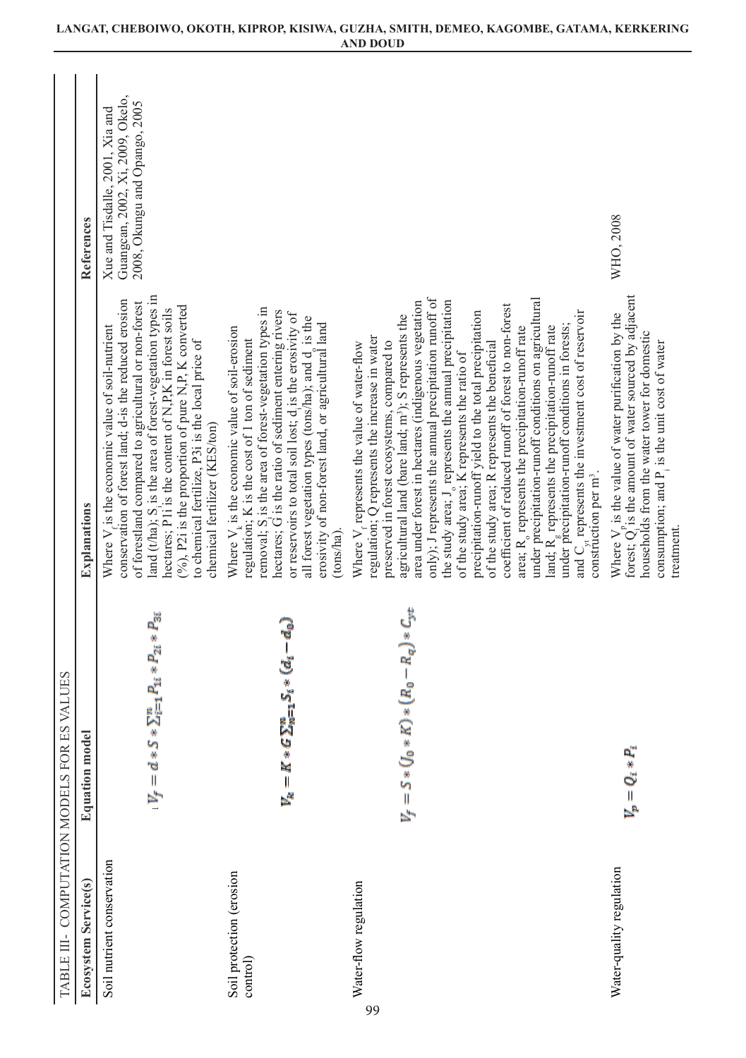TABLE III- COMPUTATION MODELS FOR ES VALUES

| Ecosystem Service(s) | Equation model | Explanations | References |
|---|---|---|---|
| Soil nutrient conservation | $V_f = d * S * \sum_{i=1}^{n} P_{1i} * P_{2i} * P_{3i}$ | Where $V_f$ is the economic value of soil-nutrient conservation of forest land; d-is the reduced erosion of forestland compared to agricultural or non-forest land (t/ha); $S_i$ is the area of forest-vegetation types in hectares; P1i is the content of N,P,K in forest soils (%), P2i is the proportion of pure N,P, K converted to chemical fertilize, P3i is the local price of chemical fertilizer (KES/ton) | Xue and Tisdalle, 2001, Xia and Guangcan, 2002, Xi, 2009, Okelo, 2008, Okungu and Opango, 2005 |
| Soil protection (erosion control) | $V_k = K * G \sum_{m=1}^{n} S_i * (d_i - d_0)$ | Where $V_k$ is the economic value of soil-erosion regulation; K is the cost of 1 ton of sediment removal; $S_i$ is the area of forest-vegetation types in hectares; G is the ratio of sediment entering rivers or reservoirs to total soil lost; $d_i$ is the erosivity of all forest vegetation types (tons/ha); and $d_o$ is the erosivity of non-forest land, or agricultural land (tons/ha). | |
| Water-flow regulation | $V_f = S * (J_0 * K) * (R_0 - R_g) * C_{yt}$ | Where $V_f$ represents the value of water-flow regulation; Q represents the increase in water preserved in forest ecosystems, compared to agricultural land (bare land; $m^3$); S represents the area under forest in hectares (indigenous vegetation only); J represents the annual precipitation runoff of the study area; $J_o$ represents the annual precipitation of the study area; K represents the ratio of precipitation-runoff yield to the total precipitation of the study area; R represents the beneficial coefficient of reduced runoff of forest to non-forest area; $R_o$ represents the precipitation-runoff rate under precipitation-runoff conditions on agricultural land; $R_g$ represents the precipitation-runoff rate under precipitation-runoff conditions in forests; and $C_{yt}$ represents the investment cost of reservoir construction per $m^3$. | |
| Water-quality regulation | $V_p = Q_i * P_i$ | Where $V_p$ is the value of water purification by the forest; $Q_i$ is the amount of water sourced by adjacent households from the water tower for domestic consumption; and $P_i$ is the unit cost of water treatment. | WHO, 2008 |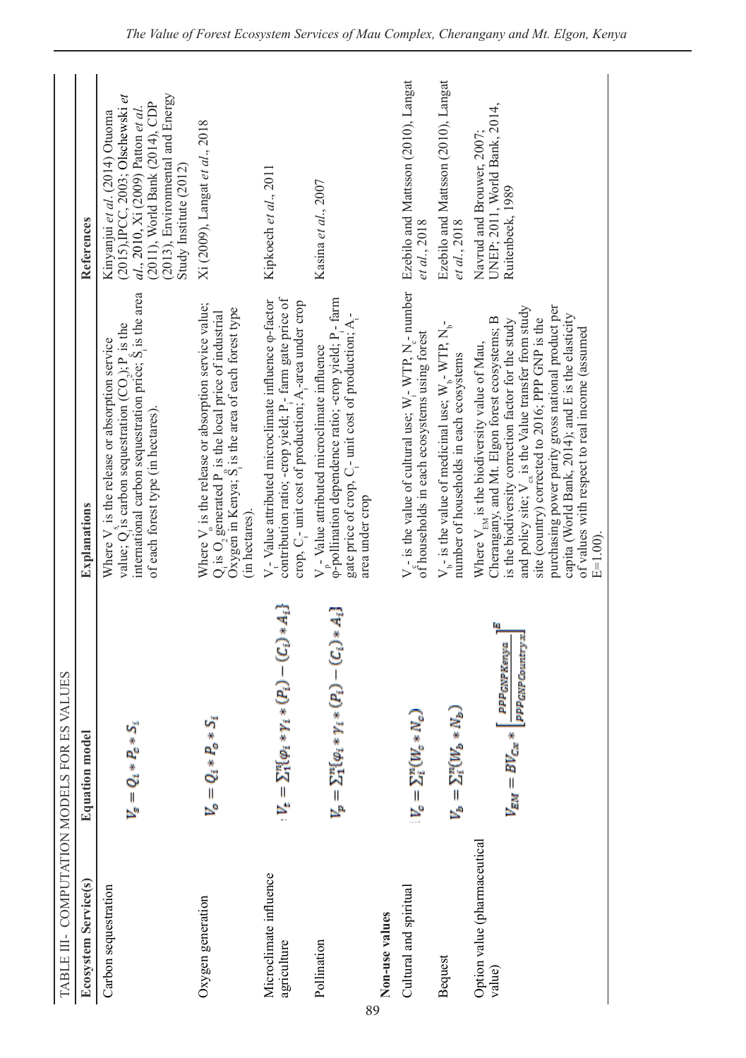TABLE III- COMPUTATION MODELS FOR ES VALUES

| Ecosystem Service(s) | Equation model | Explanations | References |
|---|---|---|---|
| Carbon sequestration | $V_s = Q_i * P_c * S_i$ | Where $V_s$ is the release or absorption service value; $Q_i$ is carbon sequestration ($CO_2$); $P_c$ is the international carbon sequestration price; $S_i$ is the area of each forest type (in hectares). | Kinyanjui *et al.* (2014) Otuoma (2015), IPCC, 2003; Olschewski *et al.*, 2010, Xi (2009) Patton *et al.* (2011), World Bank (2014), CDP (2013), Environmental and Energy Study Institute (2012) |
| Oxygen generation | $V_o = Q_i * P_o * S_i$ | Where $V_o$ is the release or absorption service value; $Q_i$ is $O_2$ generated $P_o$ is the local price of industrial Oxygen in Kenya; $S_i$ is the area of each forest type (in hectares). | Xi (2009), Langat *et al.*, 2018 |
| Microclimate influence agriculture | $V_t = \sum_1^n\{\varphi_i * \gamma_i * (P_i) - (C_i) * A_i\}$ | $V_t$ - Value attributed microclimate influence φ-factor contribution ratio; -crop yield; $P_i$ - farm gate price of crop, $C_i$ - unit cost of production; $A_i$ -area under crop | Kipkoech *et al.*, 2011 |
| Pollination | $V_p = \sum_1^n\{\varphi_i * \gamma_i * (P_i) - (C_i) * A_i\}$ | $V_p$ - Value attributed microclimate influence φ-pollination dependence ratio; -crop yield; $P_i$ - farm gate price of crop, $C_i$ - unit cost of production; $A_i$ - area under crop | Kasina *et al.*, 2007 |
| **Non-use values** | | | |
| Cultural and spiritual | $V_c = \sum_i^n(W_c * N_c)$ | $V_c$ - is the value of cultural use; $W_c$ - WTP, $N_c$ - number of households in each ecosystems using forest | Ezebilo and Mattsson (2010), Langat *et al.*, 2018 |
| Bequest | $V_b = \sum_i^n(W_b * N_b)$ | $V_b$ - is the value of medicinal use; $W_b$ - WTP, $N_b$ - number of households in each ecosystems | Ezebilo and Mattsson (2010), Langat *et al.*, 2018 |
| Option value (pharmaceutical value) | $V_{EM} = BV_{Cx} * \left[\frac{PPP_{GNP Kenya}}{PPP_{GNP Country\,x}}\right]^E$ | Where $V_{EM}$ is the biodiversity value of Mau, Cherangany, and Mt. Elgon forest ecosystems; B is the biodiversity correction factor for the study and policy site; $V_{cx}$ is the Value transfer from study site (country) corrected to 2016; PPP GNP is the purchasing power parity gross national product per capita (World Bank, 2014); and E is the elasticity of values with respect to real income (assumed E=1.00). | Navrud and Brouwer, 2007; UNEP; 2011, World Bank, 2014, Ruitenbeek, 1989 |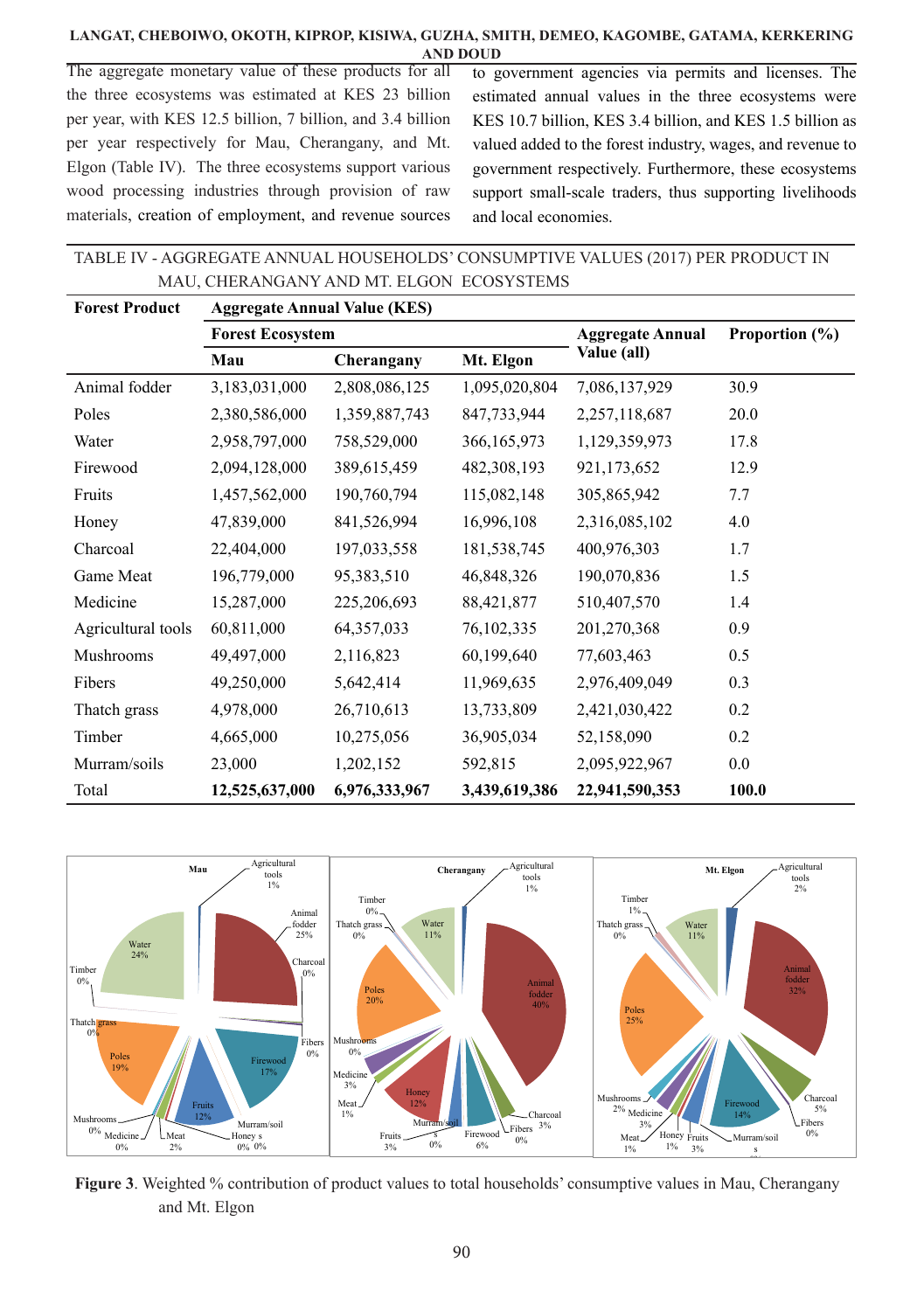The aggregate monetary value of these products for all the three ecosystems was estimated at KES 23 billion per year, with KES 12.5 billion, 7 billion, and 3.4 billion per year respectively for Mau, Cherangany, and Mt. Elgon (Table IV). The three ecosystems support various wood processing industries through provision of raw materials, creation of employment, and revenue sources to government agencies via permits and licenses. The estimated annual values in the three ecosystems were KES 10.7 billion, KES 3.4 billion, and KES 1.5 billion as valued added to the forest industry, wages, and revenue to government respectively. Furthermore, these ecosystems support small-scale traders, thus supporting livelihoods and local economies.

TABLE IV - AGGREGATE ANNUAL HOUSEHOLDS' CONSUMPTIVE VALUES (2017) PER PRODUCT IN MAU, CHERANGANY AND MT. ELGON ECOSYSTEMS

| Forest Product | Aggregate Annual Value (KES) | | | | |
|---|---|---|---|---|---|
| | Forest Ecosystem | | | Aggregate Annual Value (all) | Proportion (%) |
| | Mau | Cherangany | Mt. Elgon | | |
| Animal fodder | 3,183,031,000 | 2,808,086,125 | 1,095,020,804 | 7,086,137,929 | 30.9 |
| Poles | 2,380,586,000 | 1,359,887,743 | 847,733,944 | 2,257,118,687 | 20.0 |
| Water | 2,958,797,000 | 758,529,000 | 366,165,973 | 1,129,359,973 | 17.8 |
| Firewood | 2,094,128,000 | 389,615,459 | 482,308,193 | 921,173,652 | 12.9 |
| Fruits | 1,457,562,000 | 190,760,794 | 115,082,148 | 305,865,942 | 7.7 |
| Honey | 47,839,000 | 841,526,994 | 16,996,108 | 2,316,085,102 | 4.0 |
| Charcoal | 22,404,000 | 197,033,558 | 181,538,745 | 400,976,303 | 1.7 |
| Game Meat | 196,779,000 | 95,383,510 | 46,848,326 | 190,070,836 | 1.5 |
| Medicine | 15,287,000 | 225,206,693 | 88,421,877 | 510,407,570 | 1.4 |
| Agricultural tools | 60,811,000 | 64,357,033 | 76,102,335 | 201,270,368 | 0.9 |
| Mushrooms | 49,497,000 | 2,116,823 | 60,199,640 | 77,603,463 | 0.5 |
| Fibers | 49,250,000 | 5,642,414 | 11,969,635 | 2,976,409,049 | 0.3 |
| Thatch grass | 4,978,000 | 26,710,613 | 13,733,809 | 2,421,030,422 | 0.2 |
| Timber | 4,665,000 | 10,275,056 | 36,905,034 | 52,158,090 | 0.2 |
| Murram/soils | 23,000 | 1,202,152 | 592,815 | 2,095,922,967 | 0.0 |
| Total | **12,525,637,000** | **6,976,333,967** | **3,439,619,386** | **22,941,590,353** | **100.0** |

**Figure 3**. Weighted % contribution of product values to total households' consumptive values in Mau, Cherangany and Mt. Elgon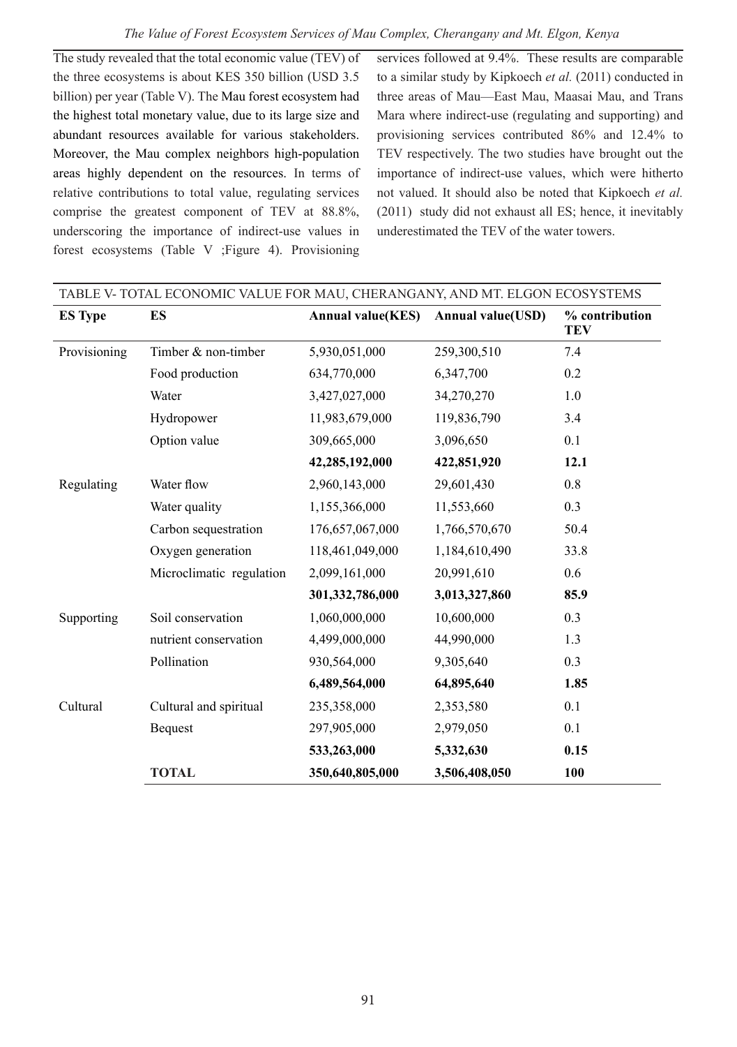The study revealed that the total economic value (TEV) of the three ecosystems is about KES 350 billion (USD 3.5 billion) per year (Table V). The Mau forest ecosystem had the highest total monetary value, due to its large size and abundant resources available for various stakeholders. Moreover, the Mau complex neighbors high-population areas highly dependent on the resources. In terms of relative contributions to total value, regulating services comprise the greatest component of TEV at 88.8%, underscoring the importance of indirect-use values in forest ecosystems (Table V ;Figure 4). Provisioning services followed at 9.4%. These results are comparable to a similar study by Kipkoech *et al.* (2011) conducted in three areas of Mau—East Mau, Maasai Mau, and Trans Mara where indirect-use (regulating and supporting) and provisioning services contributed 86% and 12.4% to TEV respectively. The two studies have brought out the importance of indirect-use values, which were hitherto not valued. It should also be noted that Kipkoech *et al.* (2011) study did not exhaust all ES; hence, it inevitably underestimated the TEV of the water towers.

TABLE V- TOTAL ECONOMIC VALUE FOR MAU, CHERANGANY, AND MT. ELGON ECOSYSTEMS

| ES Type | ES | Annual value(KES) | Annual value(USD) | % contribution TEV |
|---|---|---|---|---|
| Provisioning | Timber & non-timber | 5,930,051,000 | 259,300,510 | 7.4 |
| | Food production | 634,770,000 | 6,347,700 | 0.2 |
| | Water | 3,427,027,000 | 34,270,270 | 1.0 |
| | Hydropower | 11,983,679,000 | 119,836,790 | 3.4 |
| | Option value | 309,665,000 | 3,096,650 | 0.1 |
| | | **42,285,192,000** | **422,851,920** | **12.1** |
| Regulating | Water flow | 2,960,143,000 | 29,601,430 | 0.8 |
| | Water quality | 1,155,366,000 | 11,553,660 | 0.3 |
| | Carbon sequestration | 176,657,067,000 | 1,766,570,670 | 50.4 |
| | Oxygen generation | 118,461,049,000 | 1,184,610,490 | 33.8 |
| | Microclimatic regulation | 2,099,161,000 | 20,991,610 | 0.6 |
| | | **301,332,786,000** | **3,013,327,860** | **85.9** |
| Supporting | Soil conservation | 1,060,000,000 | 10,600,000 | 0.3 |
| | nutrient conservation | 4,499,000,000 | 44,990,000 | 1.3 |
| | Pollination | 930,564,000 | 9,305,640 | 0.3 |
| | | **6,489,564,000** | **64,895,640** | **1.85** |
| Cultural | Cultural and spiritual | 235,358,000 | 2,353,580 | 0.1 |
| | Bequest | 297,905,000 | 2,979,050 | 0.1 |
| | | **533,263,000** | **5,332,630** | **0.15** |
| | **TOTAL** | **350,640,805,000** | **3,506,408,050** | **100** |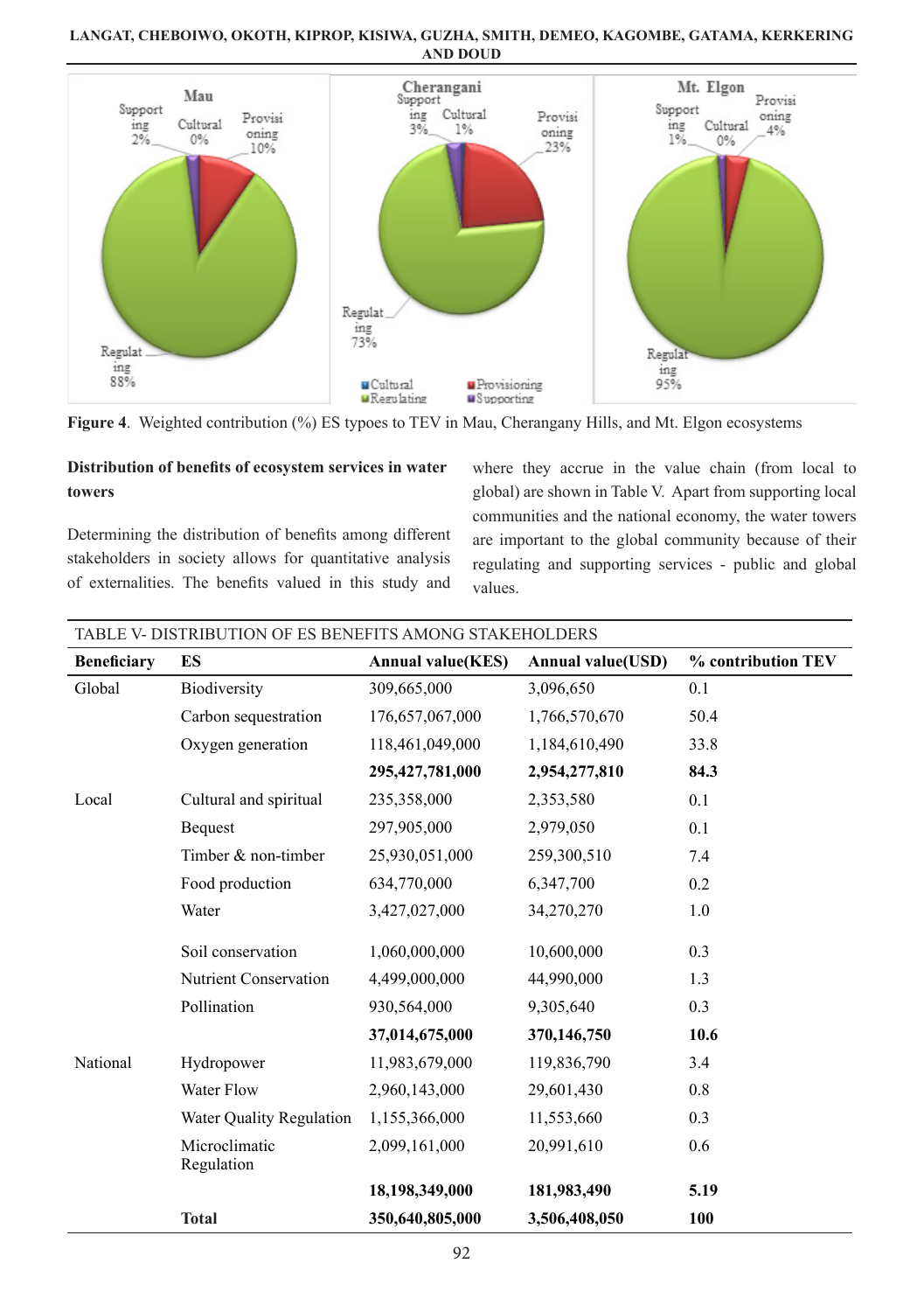**Figure 4**. Weighted contribution (%) ES typoes to TEV in Mau, Cherangany Hills, and Mt. Elgon ecosystems

**Distribution of benefits of ecosystem services in water towers**

Determining the distribution of benefits among different stakeholders in society allows for quantitative analysis of externalities. The benefits valued in this study and where they accrue in the value chain (from local to global) are shown in Table V. Apart from supporting local communities and the national economy, the water towers are important to the global community because of their regulating and supporting services - public and global values.

TABLE V- DISTRIBUTION OF ES BENEFITS AMONG STAKEHOLDERS

| Beneficiary | ES | Annual value(KES) | Annual value(USD) | % contribution TEV |
|---|---|---|---|---|
| Global | Biodiversity | 309,665,000 | 3,096,650 | 0.1 |
| | Carbon sequestration | 176,657,067,000 | 1,766,570,670 | 50.4 |
| | Oxygen generation | 118,461,049,000 | 1,184,610,490 | 33.8 |
| | | **295,427,781,000** | **2,954,277,810** | **84.3** |
| Local | Cultural and spiritual | 235,358,000 | 2,353,580 | 0.1 |
| | Bequest | 297,905,000 | 2,979,050 | 0.1 |
| | Timber & non-timber | 25,930,051,000 | 259,300,510 | 7.4 |
| | Food production | 634,770,000 | 6,347,700 | 0.2 |
| | Water | 3,427,027,000 | 34,270,270 | 1.0 |
| | Soil conservation | 1,060,000,000 | 10,600,000 | 0.3 |
| | Nutrient Conservation | 4,499,000,000 | 44,990,000 | 1.3 |
| | Pollination | 930,564,000 | 9,305,640 | 0.3 |
| | | **37,014,675,000** | **370,146,750** | **10.6** |
| National | Hydropower | 11,983,679,000 | 119,836,790 | 3.4 |
| | Water Flow | 2,960,143,000 | 29,601,430 | 0.8 |
| | Water Quality Regulation | 1,155,366,000 | 11,553,660 | 0.3 |
| | Microclimatic Regulation | 2,099,161,000 | 20,991,610 | 0.6 |
| | | **18,198,349,000** | **181,983,490** | **5.19** |
| | **Total** | **350,640,805,000** | **3,506,408,050** | **100** |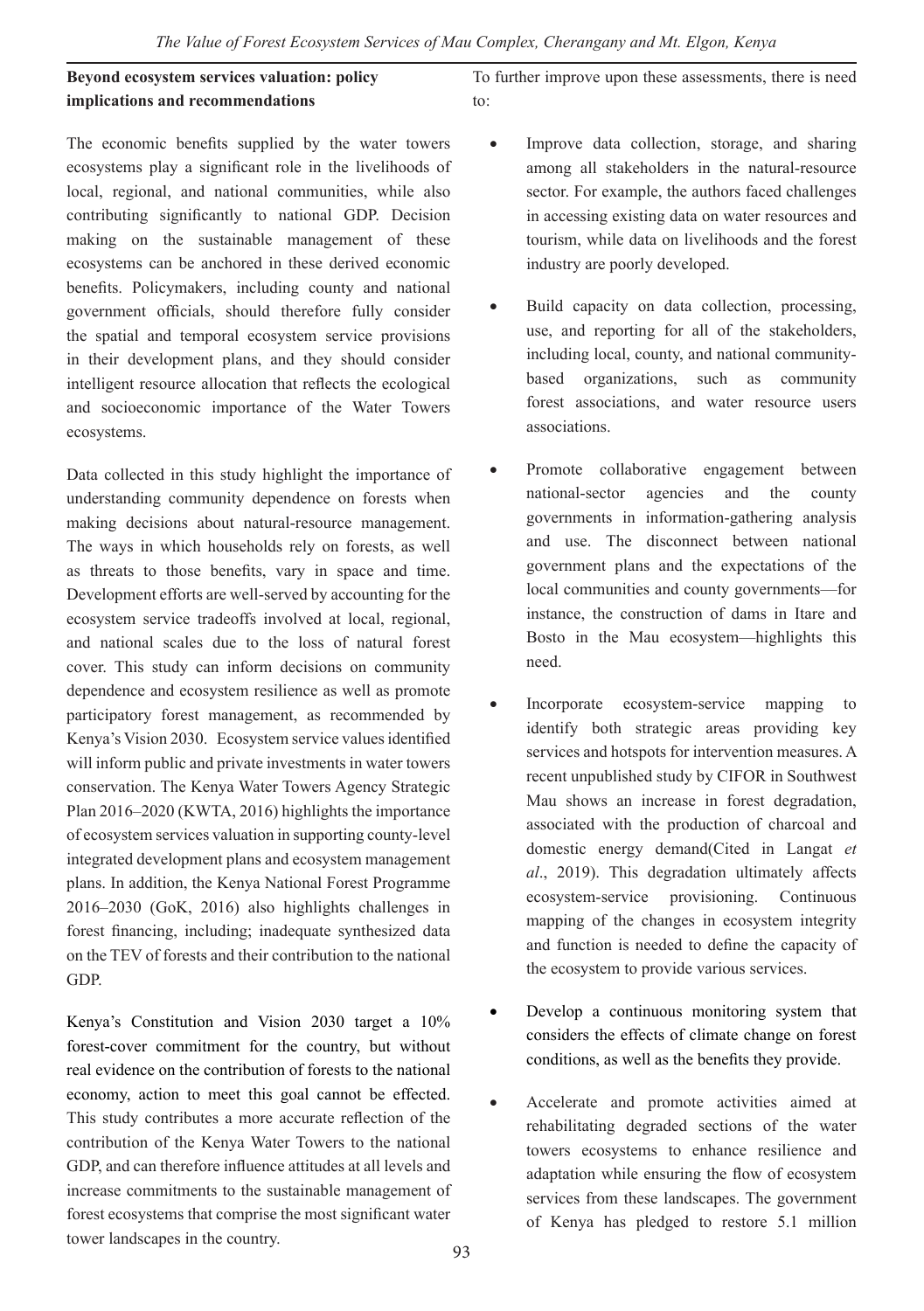## Beyond ecosystem services valuation: policy implications and recommendations

The economic benefits supplied by the water towers ecosystems play a significant role in the livelihoods of local, regional, and national communities, while also contributing significantly to national GDP. Decision making on the sustainable management of these ecosystems can be anchored in these derived economic benefits. Policymakers, including county and national government officials, should therefore fully consider the spatial and temporal ecosystem service provisions in their development plans, and they should consider intelligent resource allocation that reflects the ecological and socioeconomic importance of the Water Towers ecosystems.

Data collected in this study highlight the importance of understanding community dependence on forests when making decisions about natural-resource management. The ways in which households rely on forests, as well as threats to those benefits, vary in space and time. Development efforts are well-served by accounting for the ecosystem service tradeoffs involved at local, regional, and national scales due to the loss of natural forest cover. This study can inform decisions on community dependence and ecosystem resilience as well as promote participatory forest management, as recommended by Kenya's Vision 2030. Ecosystem service values identified will inform public and private investments in water towers conservation. The Kenya Water Towers Agency Strategic Plan 2016–2020 (KWTA, 2016) highlights the importance of ecosystem services valuation in supporting county-level integrated development plans and ecosystem management plans. In addition, the Kenya National Forest Programme 2016–2030 (GoK, 2016) also highlights challenges in forest financing, including; inadequate synthesized data on the TEV of forests and their contribution to the national GDP.

Kenya's Constitution and Vision 2030 target a 10% forest-cover commitment for the country, but without real evidence on the contribution of forests to the national economy, action to meet this goal cannot be effected. This study contributes a more accurate reflection of the contribution of the Kenya Water Towers to the national GDP, and can therefore influence attitudes at all levels and increase commitments to the sustainable management of forest ecosystems that comprise the most significant water tower landscapes in the country.

To further improve upon these assessments, there is need to:

- Improve data collection, storage, and sharing among all stakeholders in the natural-resource sector. For example, the authors faced challenges in accessing existing data on water resources and tourism, while data on livelihoods and the forest industry are poorly developed.
- Build capacity on data collection, processing, use, and reporting for all of the stakeholders, including local, county, and national community-based organizations, such as community forest associations, and water resource users associations.
- Promote collaborative engagement between national-sector agencies and the county governments in information-gathering analysis and use. The disconnect between national government plans and the expectations of the local communities and county governments—for instance, the construction of dams in Itare and Bosto in the Mau ecosystem—highlights this need.
- Incorporate ecosystem-service mapping to identify both strategic areas providing key services and hotspots for intervention measures. A recent unpublished study by CIFOR in Southwest Mau shows an increase in forest degradation, associated with the production of charcoal and domestic energy demand(Cited in Langat *et al*., 2019). This degradation ultimately affects ecosystem-service provisioning. Continuous mapping of the changes in ecosystem integrity and function is needed to define the capacity of the ecosystem to provide various services.
- Develop a continuous monitoring system that considers the effects of climate change on forest conditions, as well as the benefits they provide.
- Accelerate and promote activities aimed at rehabilitating degraded sections of the water towers ecosystems to enhance resilience and adaptation while ensuring the flow of ecosystem services from these landscapes. The government of Kenya has pledged to restore 5.1 million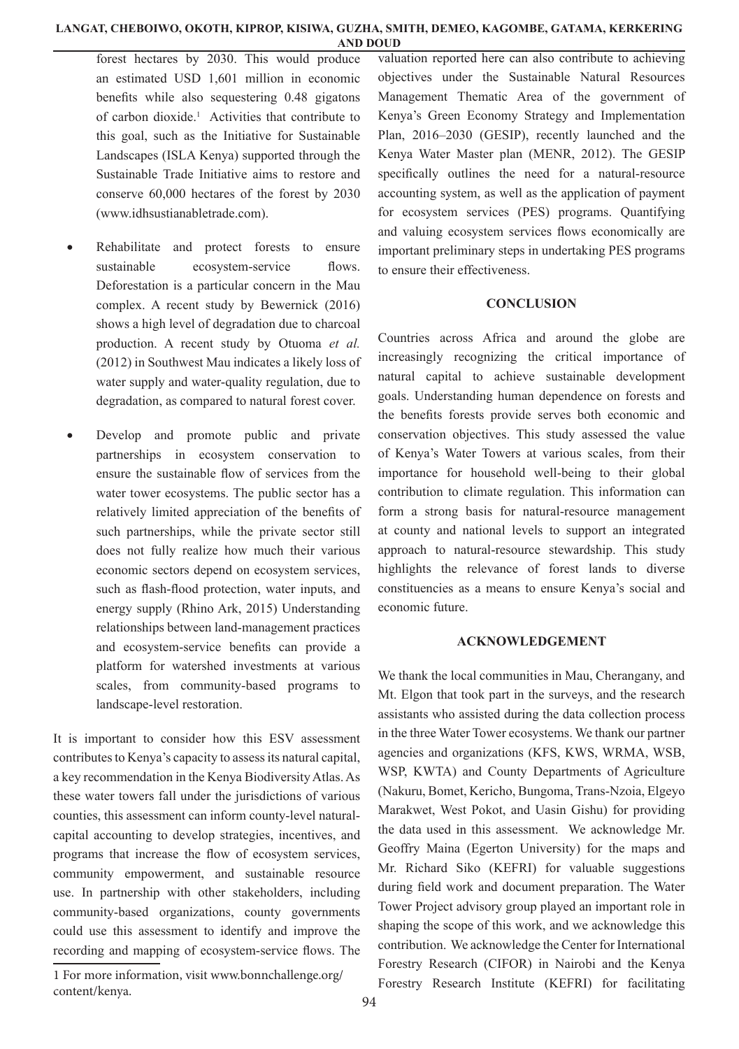forest hectares by 2030. This would produce an estimated USD 1,601 million in economic benefits while also sequestering 0.48 gigatons of carbon dioxide.[1] Activities that contribute to this goal, such as the Initiative for Sustainable Landscapes (ISLA Kenya) supported through the Sustainable Trade Initiative aims to restore and conserve 60,000 hectares of the forest by 2030 (www.idhsustianabletrade.com).

- Rehabilitate and protect forests to ensure sustainable ecosystem-service flows. Deforestation is a particular concern in the Mau complex. A recent study by Bewernick (2016) shows a high level of degradation due to charcoal production. A recent study by Otuoma *et al.* (2012) in Southwest Mau indicates a likely loss of water supply and water-quality regulation, due to degradation, as compared to natural forest cover.

- Develop and promote public and private partnerships in ecosystem conservation to ensure the sustainable flow of services from the water tower ecosystems. The public sector has a relatively limited appreciation of the benefits of such partnerships, while the private sector still does not fully realize how much their various economic sectors depend on ecosystem services, such as flash-flood protection, water inputs, and energy supply (Rhino Ark, 2015) Understanding relationships between land-management practices and ecosystem-service benefits can provide a platform for watershed investments at various scales, from community-based programs to landscape-level restoration.

It is important to consider how this ESV assessment contributes to Kenya's capacity to assess its natural capital, a key recommendation in the Kenya Biodiversity Atlas. As these water towers fall under the jurisdictions of various counties, this assessment can inform county-level natural-capital accounting to develop strategies, incentives, and programs that increase the flow of ecosystem services, community empowerment, and sustainable resource use. In partnership with other stakeholders, including community-based organizations, county governments could use this assessment to identify and improve the recording and mapping of ecosystem-service flows. The valuation reported here can also contribute to achieving objectives under the Sustainable Natural Resources Management Thematic Area of the government of Kenya's Green Economy Strategy and Implementation Plan, 2016–2030 (GESIP), recently launched and the Kenya Water Master plan (MENR, 2012). The GESIP specifically outlines the need for a natural-resource accounting system, as well as the application of payment for ecosystem services (PES) programs. Quantifying and valuing ecosystem services flows economically are important preliminary steps in undertaking PES programs to ensure their effectiveness.

## CONCLUSION

Countries across Africa and around the globe are increasingly recognizing the critical importance of natural capital to achieve sustainable development goals. Understanding human dependence on forests and the benefits forests provide serves both economic and conservation objectives. This study assessed the value of Kenya's Water Towers at various scales, from their importance for household well-being to their global contribution to climate regulation. This information can form a strong basis for natural-resource management at county and national levels to support an integrated approach to natural-resource stewardship. This study highlights the relevance of forest lands to diverse constituencies as a means to ensure Kenya's social and economic future.

## ACKNOWLEDGEMENT

We thank the local communities in Mau, Cherangany, and Mt. Elgon that took part in the surveys, and the research assistants who assisted during the data collection process in the three Water Tower ecosystems. We thank our partner agencies and organizations (KFS, KWS, WRMA, WSB, WSP, KWTA) and County Departments of Agriculture (Nakuru, Bomet, Kericho, Bungoma, Trans-Nzoia, Elgeyo Marakwet, West Pokot, and Uasin Gishu) for providing the data used in this assessment. We acknowledge Mr. Geoffry Maina (Egerton University) for the maps and Mr. Richard Siko (KEFRI) for valuable suggestions during field work and document preparation. The Water Tower Project advisory group played an important role in shaping the scope of this work, and we acknowledge this contribution. We acknowledge the Center for International Forestry Research (CIFOR) in Nairobi and the Kenya Forestry Research Institute (KEFRI) for facilitating

[1] For more information, visit www.bonnchallenge.org/content/kenya.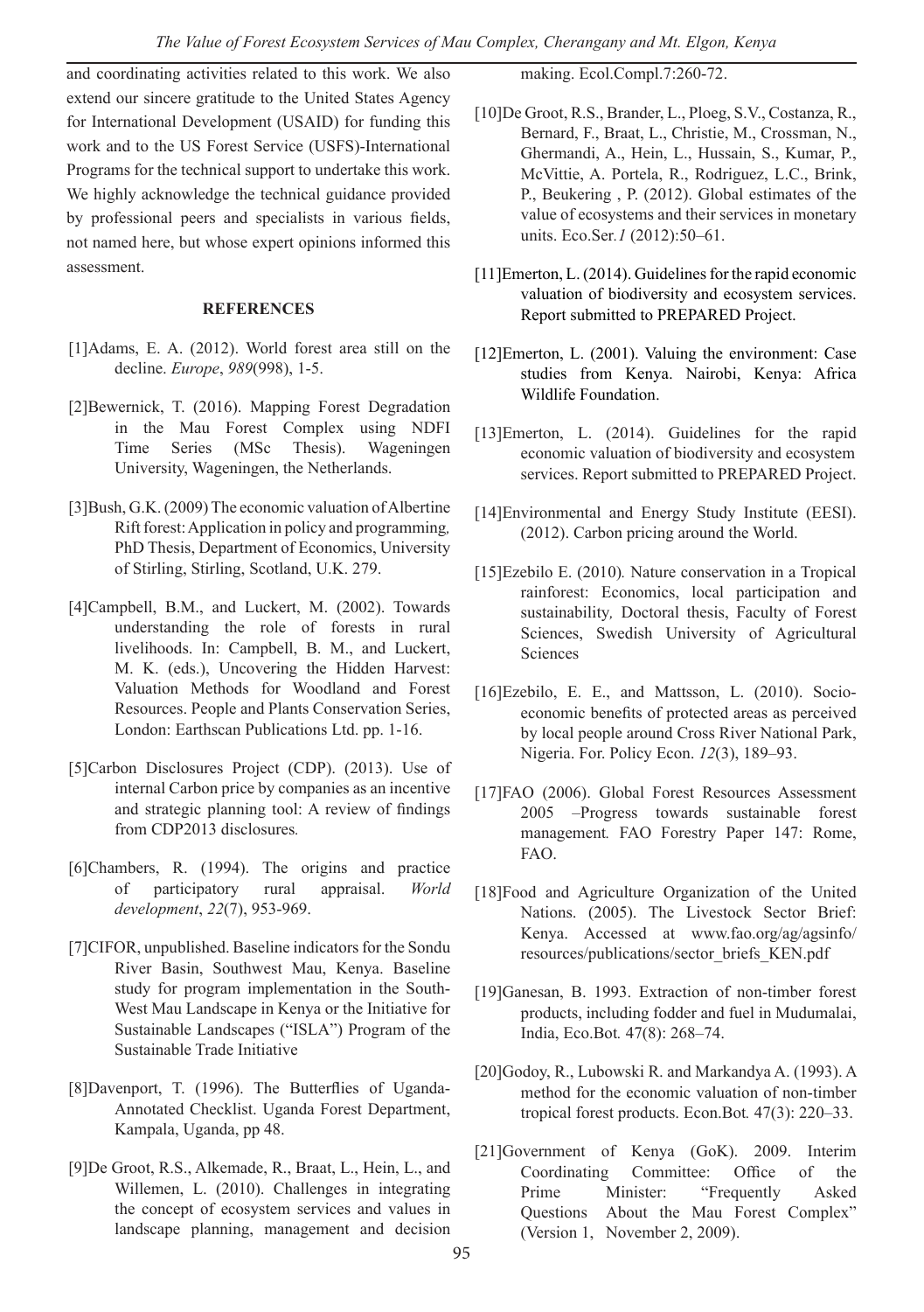and coordinating activities related to this work. We also extend our sincere gratitude to the United States Agency for International Development (USAID) for funding this work and to the US Forest Service (USFS)-International Programs for the technical support to undertake this work. We highly acknowledge the technical guidance provided by professional peers and specialists in various fields, not named here, but whose expert opinions informed this assessment.

## REFERENCES

[1]Adams, E. A. (2012). World forest area still on the decline. *Europe*, *989*(998), 1-5.

[2]Bewernick, T. (2016). Mapping Forest Degradation in the Mau Forest Complex using NDFI Time Series (MSc Thesis). Wageningen University, Wageningen, the Netherlands.

[3]Bush, G.K. (2009) The economic valuation of Albertine Rift forest: Application in policy and programming*,* PhD Thesis, Department of Economics, University of Stirling, Stirling, Scotland, U.K. 279.

[4]Campbell, B.M., and Luckert, M. (2002). Towards understanding the role of forests in rural livelihoods. In: Campbell, B. M., and Luckert, M. K. (eds.), Uncovering the Hidden Harvest: Valuation Methods for Woodland and Forest Resources. People and Plants Conservation Series, London: Earthscan Publications Ltd. pp. 1-16.

[5]Carbon Disclosures Project (CDP). (2013). Use of internal Carbon price by companies as an incentive and strategic planning tool: A review of findings from CDP2013 disclosures*.*

[6]Chambers, R. (1994). The origins and practice of participatory rural appraisal. *World development*, *22*(7), 953-969.

[7]CIFOR, unpublished. Baseline indicators for the Sondu River Basin, Southwest Mau, Kenya. Baseline study for program implementation in the South-West Mau Landscape in Kenya or the Initiative for Sustainable Landscapes ("ISLA") Program of the Sustainable Trade Initiative

[8]Davenport, T. (1996). The Butterflies of Uganda-Annotated Checklist. Uganda Forest Department, Kampala, Uganda, pp 48.

[9]De Groot, R.S., Alkemade, R., Braat, L., Hein, L., and Willemen, L. (2010). Challenges in integrating the concept of ecosystem services and values in landscape planning, management and decision making. Ecol.Compl.7:260-72.

[10]De Groot, R.S., Brander, L., Ploeg, S.V., Costanza, R., Bernard, F., Braat, L., Christie, M., Crossman, N., Ghermandi, A., Hein, L., Hussain, S., Kumar, P., McVittie, A. Portela, R., Rodriguez, L.C., Brink, P., Beukering , P. (2012). Global estimates of the value of ecosystems and their services in monetary units. Eco.Ser.*1* (2012):50–61.

[11]Emerton, L. (2014). Guidelines for the rapid economic valuation of biodiversity and ecosystem services. Report submitted to PREPARED Project.

[12]Emerton, L. (2001). Valuing the environment: Case studies from Kenya. Nairobi, Kenya: Africa Wildlife Foundation.

[13]Emerton, L. (2014). Guidelines for the rapid economic valuation of biodiversity and ecosystem services. Report submitted to PREPARED Project.

[14]Environmental and Energy Study Institute (EESI). (2012). Carbon pricing around the World.

[15]Ezebilo E. (2010)*.* Nature conservation in a Tropical rainforest: Economics, local participation and sustainability*,* Doctoral thesis, Faculty of Forest Sciences, Swedish University of Agricultural Sciences

[16]Ezebilo, E. E., and Mattsson, L. (2010). Socio-economic benefits of protected areas as perceived by local people around Cross River National Park, Nigeria. For. Policy Econ. *12*(3), 189–93.

[17]FAO (2006). Global Forest Resources Assessment 2005 –Progress towards sustainable forest management*.* FAO Forestry Paper 147: Rome, FAO.

[18]Food and Agriculture Organization of the United Nations. (2005). The Livestock Sector Brief: Kenya. Accessed at www.fao.org/ag/agsinfo/resources/publications/sector_briefs_KEN.pdf

[19]Ganesan, B. 1993. Extraction of non-timber forest products, including fodder and fuel in Mudumalai, India, Eco.Bot*.* 47(8): 268–74.

[20]Godoy, R., Lubowski R. and Markandya A. (1993). A method for the economic valuation of non-timber tropical forest products. Econ.Bot*.* 47(3): 220–33.

[21]Government of Kenya (GoK). 2009. Interim Coordinating Committee: Office of the Prime Minister: "Frequently Asked Questions About the Mau Forest Complex" (Version 1, November 2, 2009).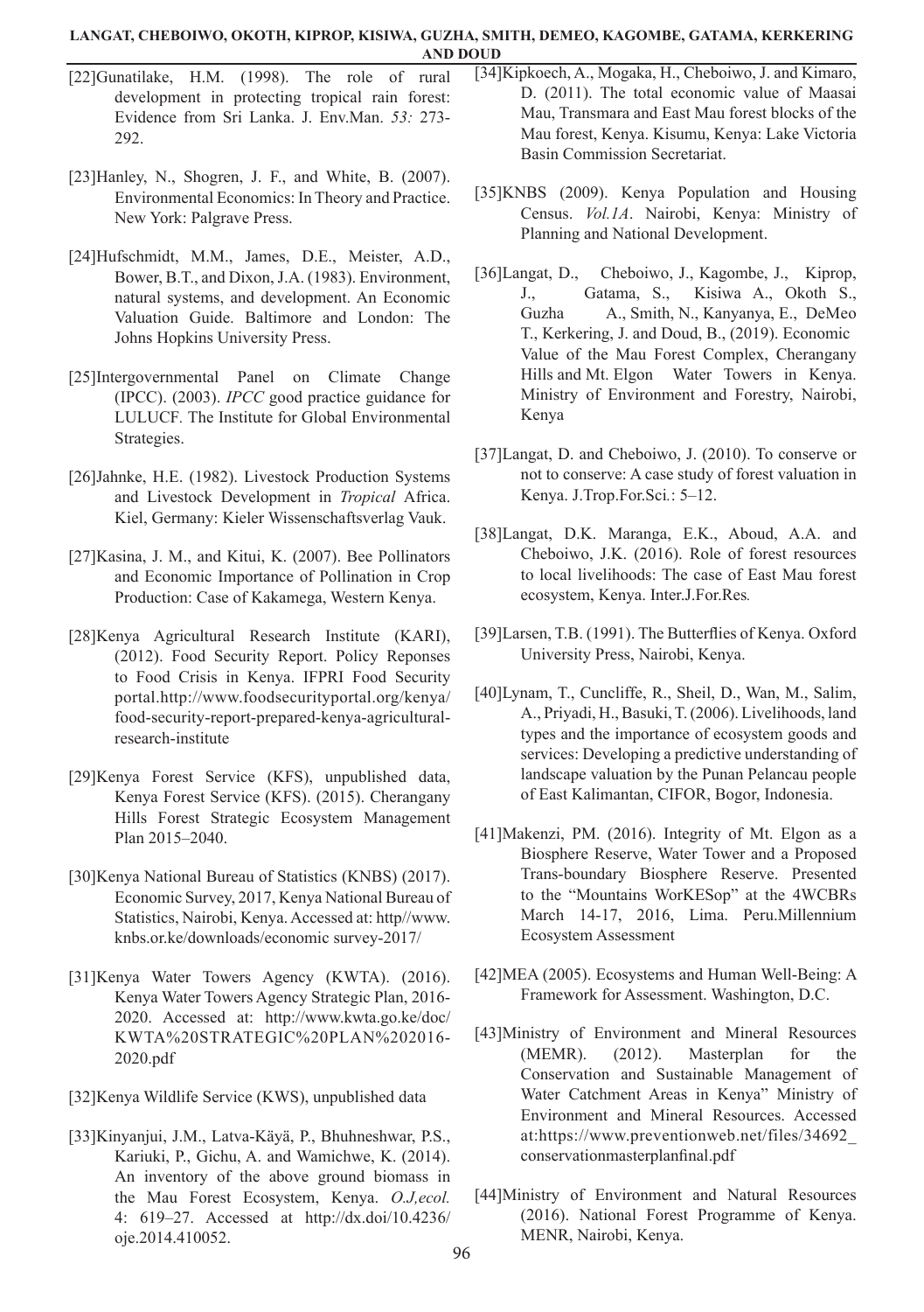[22]Gunatilake, H.M. (1998). The role of rural development in protecting tropical rain forest: Evidence from Sri Lanka. J. Env.Man. *53:* 273-292.

[23]Hanley, N., Shogren, J. F., and White, B. (2007). Environmental Economics: In Theory and Practice. New York: Palgrave Press.

[24]Hufschmidt, M.M., James, D.E., Meister, A.D., Bower, B.T., and Dixon, J.A. (1983). Environment, natural systems, and development. An Economic Valuation Guide. Baltimore and London: The Johns Hopkins University Press.

[25]Intergovernmental Panel on Climate Change (IPCC). (2003). *IPCC* good practice guidance for LULUCF. The Institute for Global Environmental Strategies.

[26]Jahnke, H.E. (1982). Livestock Production Systems and Livestock Development in *Tropical* Africa. Kiel, Germany: Kieler Wissenschaftsverlag Vauk.

[27]Kasina, J. M., and Kitui, K. (2007). Bee Pollinators and Economic Importance of Pollination in Crop Production: Case of Kakamega, Western Kenya.

[28]Kenya Agricultural Research Institute (KARI), (2012). Food Security Report. Policy Reponses to Food Crisis in Kenya. IFPRI Food Security portal.http://www.foodsecurityportal.org/kenya/food-security-report-prepared-kenya-agricultural-research-institute

[29]Kenya Forest Service (KFS), unpublished data, Kenya Forest Service (KFS). (2015). Cherangany Hills Forest Strategic Ecosystem Management Plan 2015–2040.

[30]Kenya National Bureau of Statistics (KNBS) (2017). Economic Survey, 2017, Kenya National Bureau of Statistics, Nairobi, Kenya. Accessed at: http//www.knbs.or.ke/downloads/economic survey-2017/

[31]Kenya Water Towers Agency (KWTA). (2016). Kenya Water Towers Agency Strategic Plan, 2016-2020. Accessed at: http://www.kwta.go.ke/doc/KWTA%20STRATEGIC%20PLAN%202016-2020.pdf

[32]Kenya Wildlife Service (KWS), unpublished data

[33]Kinyanjui, J.M., Latva-Käyä, P., Bhuhneshwar, P.S., Kariuki, P., Gichu, A. and Wamichwe, K. (2014). An inventory of the above ground biomass in the Mau Forest Ecosystem, Kenya. *O.J,ecol.* 4: 619–27. Accessed at http://dx.doi/10.4236/oje.2014.410052.

[34]Kipkoech, A., Mogaka, H., Cheboiwo, J. and Kimaro, D. (2011). The total economic value of Maasai Mau, Transmara and East Mau forest blocks of the Mau forest, Kenya. Kisumu, Kenya: Lake Victoria Basin Commission Secretariat.

[35]KNBS (2009). Kenya Population and Housing Census. *Vol.1A*. Nairobi, Kenya: Ministry of Planning and National Development.

[36]Langat, D., Cheboiwo, J., Kagombe, J., Kiprop, J., Gatama, S., Kisiwa A., Okoth S., Guzha A., Smith, N., Kanyanya, E., DeMeo T., Kerkering, J. and Doud, B., (2019). Economic Value of the Mau Forest Complex, Cherangany Hills and Mt. Elgon Water Towers in Kenya. Ministry of Environment and Forestry, Nairobi, Kenya

[37]Langat, D. and Cheboiwo, J. (2010). To conserve or not to conserve: A case study of forest valuation in Kenya. J.Trop.For.Sci.: 5–12.

[38]Langat, D.K. Maranga, E.K., Aboud, A.A. and Cheboiwo, J.K. (2016). Role of forest resources to local livelihoods: The case of East Mau forest ecosystem, Kenya. Inter.J.For.Res*.*

[39]Larsen, T.B. (1991). The Butterflies of Kenya. Oxford University Press, Nairobi, Kenya.

[40]Lynam, T., Cuncliffe, R., Sheil, D., Wan, M., Salim, A., Priyadi, H., Basuki, T. (2006). Livelihoods, land types and the importance of ecosystem goods and services: Developing a predictive understanding of landscape valuation by the Punan Pelancau people of East Kalimantan, CIFOR, Bogor, Indonesia.

[41]Makenzi, PM. (2016). Integrity of Mt. Elgon as a Biosphere Reserve, Water Tower and a Proposed Trans-boundary Biosphere Reserve. Presented to the "Mountains WorKESop" at the 4WCBRs March 14-17, 2016, Lima. Peru.Millennium Ecosystem Assessment

[42]MEA (2005). Ecosystems and Human Well-Being: A Framework for Assessment. Washington, D.C.

[43]Ministry of Environment and Mineral Resources (MEMR). (2012). Masterplan for the Conservation and Sustainable Management of Water Catchment Areas in Kenya" Ministry of Environment and Mineral Resources. Accessed at:https://www.preventionweb.net/files/34692_conservationmasterplanfinal.pdf

[44]Ministry of Environment and Natural Resources (2016). National Forest Programme of Kenya. MENR, Nairobi, Kenya.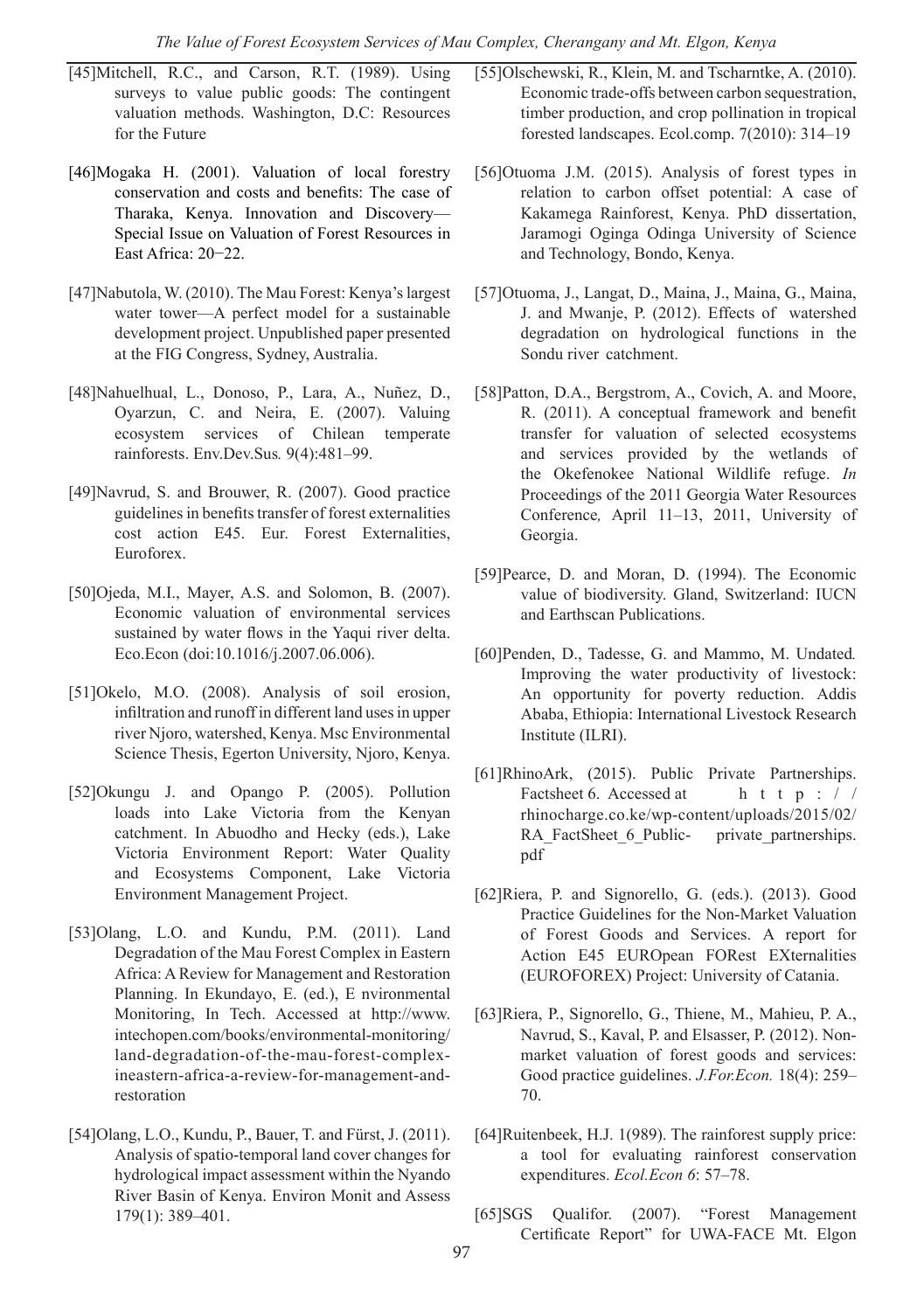[45]Mitchell, R.C., and Carson, R.T. (1989). Using surveys to value public goods: The contingent valuation methods. Washington, D.C: Resources for the Future

[46]Mogaka H. (2001). Valuation of local forestry conservation and costs and benefits: The case of Tharaka, Kenya. Innovation and Discovery—Special Issue on Valuation of Forest Resources in East Africa: 20−22.

[47]Nabutola, W. (2010). The Mau Forest: Kenya's largest water tower—A perfect model for a sustainable development project. Unpublished paper presented at the FIG Congress, Sydney, Australia.

[48]Nahuelhual, L., Donoso, P., Lara, A., Nuñez, D., Oyarzun, C. and Neira, E. (2007). Valuing ecosystem services of Chilean temperate rainforests. Env.Dev.Sus*.* 9(4):481–99.

[49]Navrud, S. and Brouwer, R. (2007). Good practice guidelines in benefits transfer of forest externalities cost action E45. Eur. Forest Externalities, Euroforex.

[50]Ojeda, M.I., Mayer, A.S. and Solomon, B. (2007). Economic valuation of environmental services sustained by water flows in the Yaqui river delta. Eco.Econ (doi:10.1016/j.2007.06.006).

[51]Okelo, M.O. (2008). Analysis of soil erosion, infiltration and runoff in different land uses in upper river Njoro, watershed, Kenya. Msc Environmental Science Thesis, Egerton University, Njoro, Kenya.

[52]Okungu J. and Opango P. (2005). Pollution loads into Lake Victoria from the Kenyan catchment. In Abuodho and Hecky (eds.), Lake Victoria Environment Report: Water Quality and Ecosystems Component, Lake Victoria Environment Management Project.

[53]Olang, L.O. and Kundu, P.M. (2011). Land Degradation of the Mau Forest Complex in Eastern Africa: A Review for Management and Restoration Planning. In Ekundayo, E. (ed.), E nvironmental Monitoring, In Tech. Accessed at http://www.intechopen.com/books/environmental-monitoring/land-degradation-of-the-mau-forest-complex-ineastern-africa-a-review-for-management-and-restoration

[54]Olang, L.O., Kundu, P., Bauer, T. and Fürst, J. (2011). Analysis of spatio-temporal land cover changes for hydrological impact assessment within the Nyando River Basin of Kenya. Environ Monit and Assess 179(1): 389–401.

[55]Olschewski, R., Klein, M. and Tscharntke, A. (2010). Economic trade-offs between carbon sequestration, timber production, and crop pollination in tropical forested landscapes. Ecol.comp. 7(2010): 314–19

[56]Otuoma J.M. (2015). Analysis of forest types in relation to carbon offset potential: A case of Kakamega Rainforest, Kenya. PhD dissertation, Jaramogi Oginga Odinga University of Science and Technology, Bondo, Kenya.

[57]Otuoma, J., Langat, D., Maina, J., Maina, G., Maina, J. and Mwanje, P. (2012). Effects of watershed degradation on hydrological functions in the Sondu river catchment.

[58]Patton, D.A., Bergstrom, A., Covich, A. and Moore, R. (2011). A conceptual framework and benefit transfer for valuation of selected ecosystems and services provided by the wetlands of the Okefenokee National Wildlife refuge. *In* Proceedings of the 2011 Georgia Water Resources Conference*,* April 11–13, 2011, University of Georgia.

[59]Pearce, D. and Moran, D. (1994). The Economic value of biodiversity. Gland, Switzerland: IUCN and Earthscan Publications.

[60]Penden, D., Tadesse, G. and Mammo, M. Undated*.* Improving the water productivity of livestock: An opportunity for poverty reduction. Addis Ababa, Ethiopia: International Livestock Research Institute (ILRI).

[61]RhinoArk, (2015). Public Private Partnerships. Factsheet 6. Accessed at h t t p : / / rhinocharge.co.ke/wp-content/uploads/2015/02/RA_FactSheet_6_Public- private_partnerships.pdf

[62]Riera, P. and Signorello, G. (eds.). (2013). Good Practice Guidelines for the Non-Market Valuation of Forest Goods and Services. A report for Action E45 EUROpean FORest EXternalities (EUROFOREX) Project: University of Catania.

[63]Riera, P., Signorello, G., Thiene, M., Mahieu, P. A., Navrud, S., Kaval, P. and Elsasser, P. (2012). Non-market valuation of forest goods and services: Good practice guidelines. *J.For.Econ.* 18(4): 259–70.

[64]Ruitenbeek, H.J. 1(989). The rainforest supply price: a tool for evaluating rainforest conservation expenditures. *Ecol.Econ 6*: 57–78.

[65]SGS Qualifor. (2007). "Forest Management Certificate Report" for UWA-FACE Mt. Elgon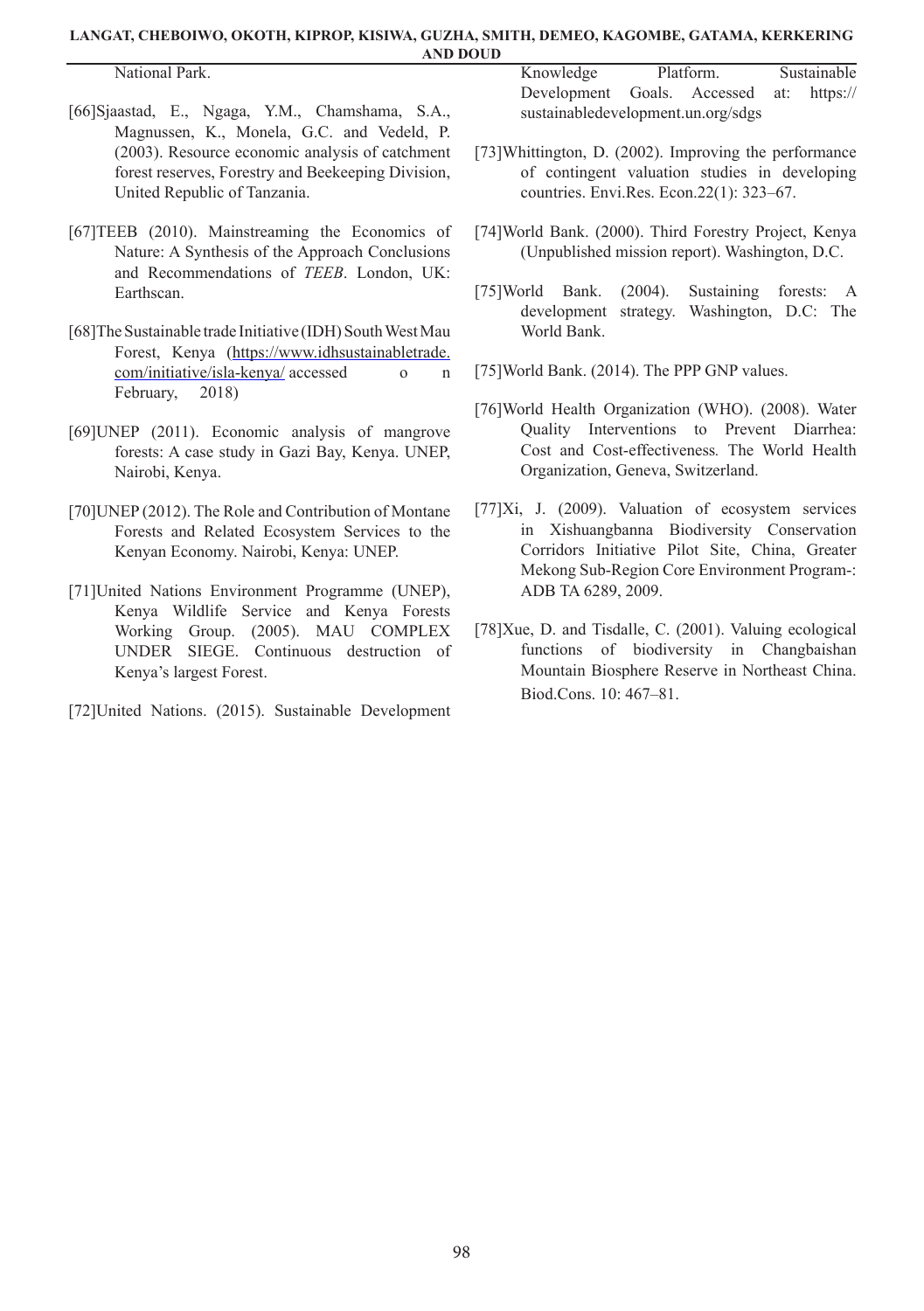National Park.

[66]Sjaastad, E., Ngaga, Y.M., Chamshama, S.A., Magnussen, K., Monela, G.C. and Vedeld, P. (2003). Resource economic analysis of catchment forest reserves, Forestry and Beekeeping Division, United Republic of Tanzania.

[67]TEEB (2010). Mainstreaming the Economics of Nature: A Synthesis of the Approach Conclusions and Recommendations of *TEEB*. London, UK: Earthscan.

[68]The Sustainable trade Initiative (IDH) South West Mau Forest, Kenya (https://www.idhsustainabletrade.com/initiative/isla-kenya/ accessed o n February, 2018)

[69]UNEP (2011). Economic analysis of mangrove forests: A case study in Gazi Bay, Kenya. UNEP, Nairobi, Kenya.

[70]UNEP (2012). The Role and Contribution of Montane Forests and Related Ecosystem Services to the Kenyan Economy. Nairobi, Kenya: UNEP.

[71]United Nations Environment Programme (UNEP), Kenya Wildlife Service and Kenya Forests Working Group. (2005). MAU COMPLEX UNDER SIEGE. Continuous destruction of Kenya's largest Forest.

[72]United Nations. (2015). Sustainable Development Knowledge Platform. Sustainable Development Goals. Accessed at: https://sustainabledevelopment.un.org/sdgs

[73]Whittington, D. (2002). Improving the performance of contingent valuation studies in developing countries. Envi.Res. Econ.22(1): 323–67.

[74]World Bank. (2000). Third Forestry Project, Kenya (Unpublished mission report). Washington, D.C.

[75]World Bank. (2004). Sustaining forests: A development strategy. Washington, D.C: The World Bank.

[75]World Bank. (2014). The PPP GNP values.

[76]World Health Organization (WHO). (2008). Water Quality Interventions to Prevent Diarrhea: Cost and Cost-effectiveness*.* The World Health Organization, Geneva, Switzerland.

[77]Xi, J. (2009). Valuation of ecosystem services in Xishuangbanna Biodiversity Conservation Corridors Initiative Pilot Site, China, Greater Mekong Sub-Region Core Environment Program-: ADB TA 6289, 2009.

[78]Xue, D. and Tisdalle, C. (2001). Valuing ecological functions of biodiversity in Changbaishan Mountain Biosphere Reserve in Northeast China. Biod.Cons. 10: 467–81.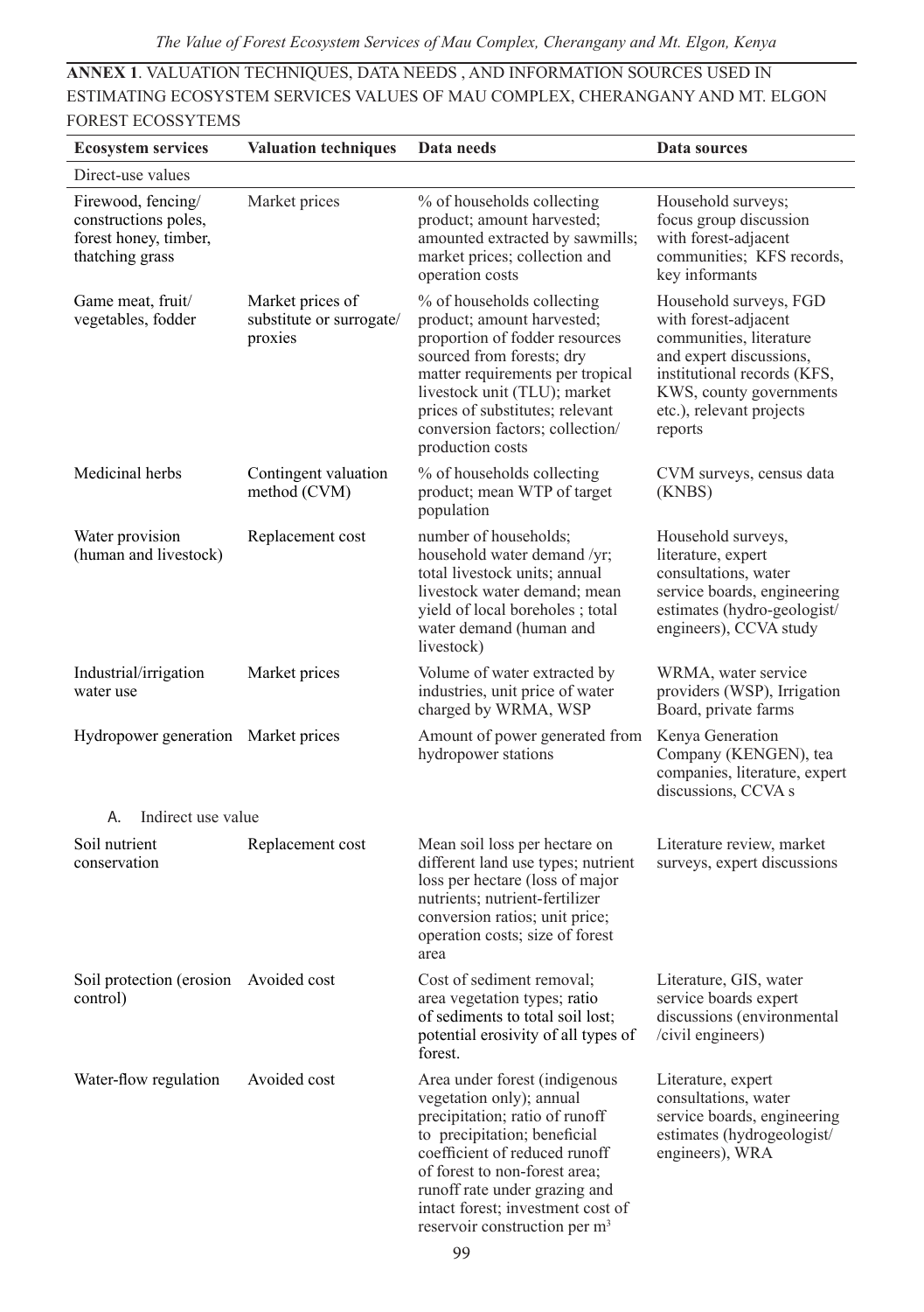**ANNEX 1**. VALUATION TECHNIQUES, DATA NEEDS , AND INFORMATION SOURCES USED IN ESTIMATING ECOSYSTEM SERVICES VALUES OF MAU COMPLEX, CHERANGANY AND MT. ELGON FOREST ECOSSYTEMS

| Ecosystem services | Valuation techniques | Data needs | Data sources |
|---|---|---|---|
| Direct-use values | | | |
| Firewood, fencing/ constructions poles, forest honey, timber, thatching grass | Market prices | % of households collecting product; amount harvested; amounted extracted by sawmills; market prices; collection and operation costs | Household surveys; focus group discussion with forest-adjacent communities; KFS records, key informants |
| Game meat, fruit/ vegetables, fodder | Market prices of substitute or surrogate/ proxies | % of households collecting product; amount harvested; proportion of fodder resources sourced from forests; dry matter requirements per tropical livestock unit (TLU); market prices of substitutes; relevant conversion factors; collection/ production costs | Household surveys, FGD with forest-adjacent communities, literature and expert discussions, institutional records (KFS, KWS, county governments etc.), relevant projects reports |
| Medicinal herbs | Contingent valuation method (CVM) | % of households collecting product; mean WTP of target population | CVM surveys, census data (KNBS) |
| Water provision (human and livestock) | Replacement cost | number of households; household water demand /yr; total livestock units; annual livestock water demand; mean yield of local boreholes ; total water demand (human and livestock) | Household surveys, literature, expert consultations, water service boards, engineering estimates (hydro-geologist/ engineers), CCVA study |
| Industrial/irrigation water use | Market prices | Volume of water extracted by industries, unit price of water charged by WRMA, WSP | WRMA, water service providers (WSP), Irrigation Board, private farms |
| Hydropower generation | Market prices | Amount of power generated from hydropower stations | Kenya Generation Company (KENGEN), tea companies, literature, expert discussions, CCVA s |
| A. Indirect use value | | | |
| Soil nutrient conservation | Replacement cost | Mean soil loss per hectare on different land use types; nutrient loss per hectare (loss of major nutrients; nutrient-fertilizer conversion ratios; unit price; operation costs; size of forest area | Literature review, market surveys, expert discussions |
| Soil protection (erosion control) | Avoided cost | Cost of sediment removal; area vegetation types; ratio of sediments to total soil lost; potential erosivity of all types of forest. | Literature, GIS, water service boards expert discussions (environmental /civil engineers) |
| Water-flow regulation | Avoided cost | Area under forest (indigenous vegetation only); annual precipitation; ratio of runoff to precipitation; beneficial coefficient of reduced runoff of forest to non-forest area; runoff rate under grazing and intact forest; investment cost of reservoir construction per $m^3$ | Literature, expert consultations, water service boards, engineering estimates (hydrogeologist/ engineers), WRA |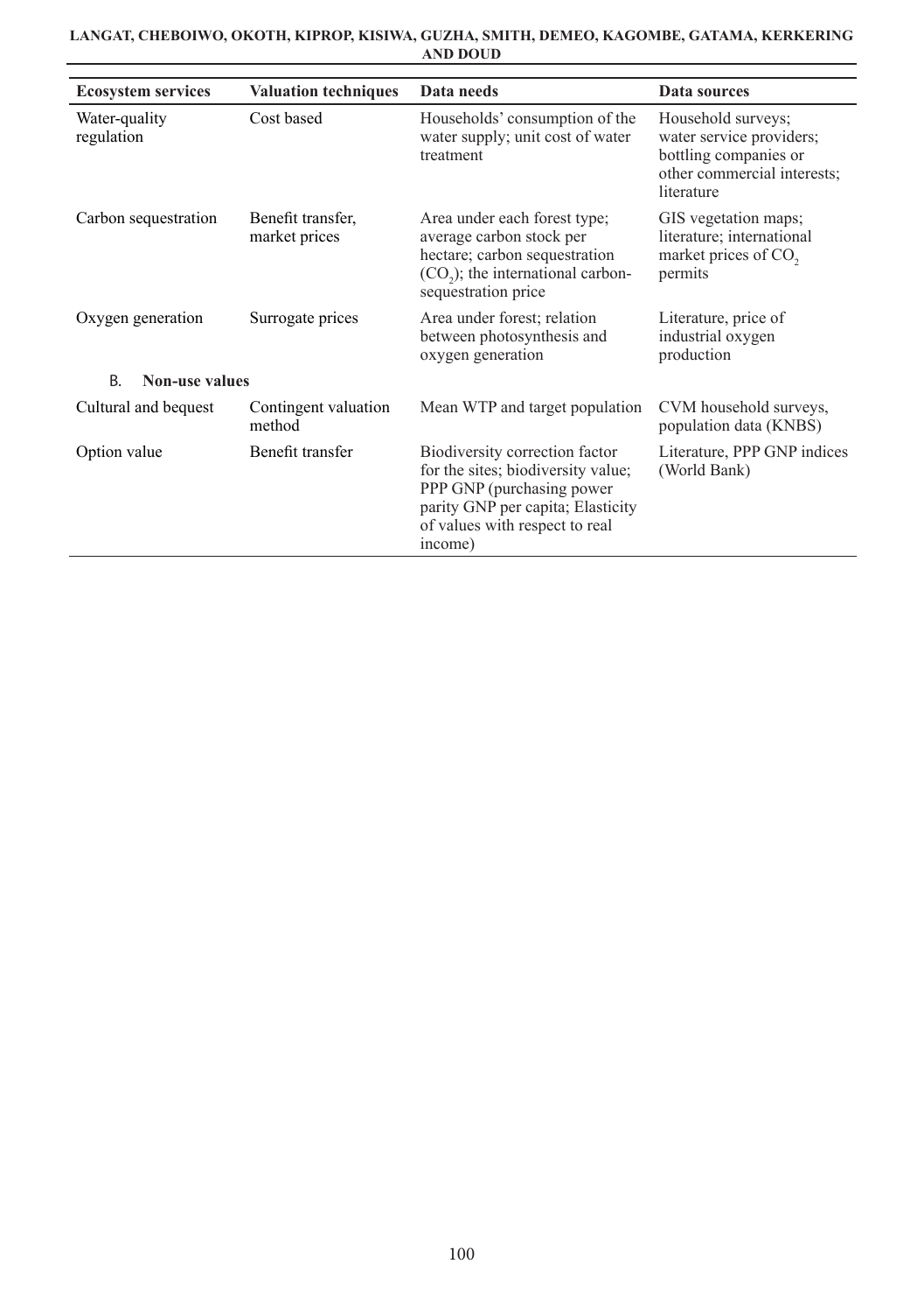| Ecosystem services | Valuation techniques | Data needs | Data sources |
|---|---|---|---|
| Water-quality regulation | Cost based | Households' consumption of the water supply; unit cost of water treatment | Household surveys; water service providers; bottling companies or other commercial interests; literature |
| Carbon sequestration | Benefit transfer, market prices | Area under each forest type; average carbon stock per hectare; carbon sequestration ($CO_2$); the international carbon-sequestration price | GIS vegetation maps; literature; international market prices of $CO_2$ permits |
| Oxygen generation | Surrogate prices | Area under forest; relation between photosynthesis and oxygen generation | Literature, price of industrial oxygen production |
| B. **Non-use values** | | | |
| Cultural and bequest | Contingent valuation method | Mean WTP and target population | CVM household surveys, population data (KNBS) |
| Option value | Benefit transfer | Biodiversity correction factor for the sites; biodiversity value; PPP GNP (purchasing power parity GNP per capita; Elasticity of values with respect to real income) | Literature, PPP GNP indices (World Bank) |